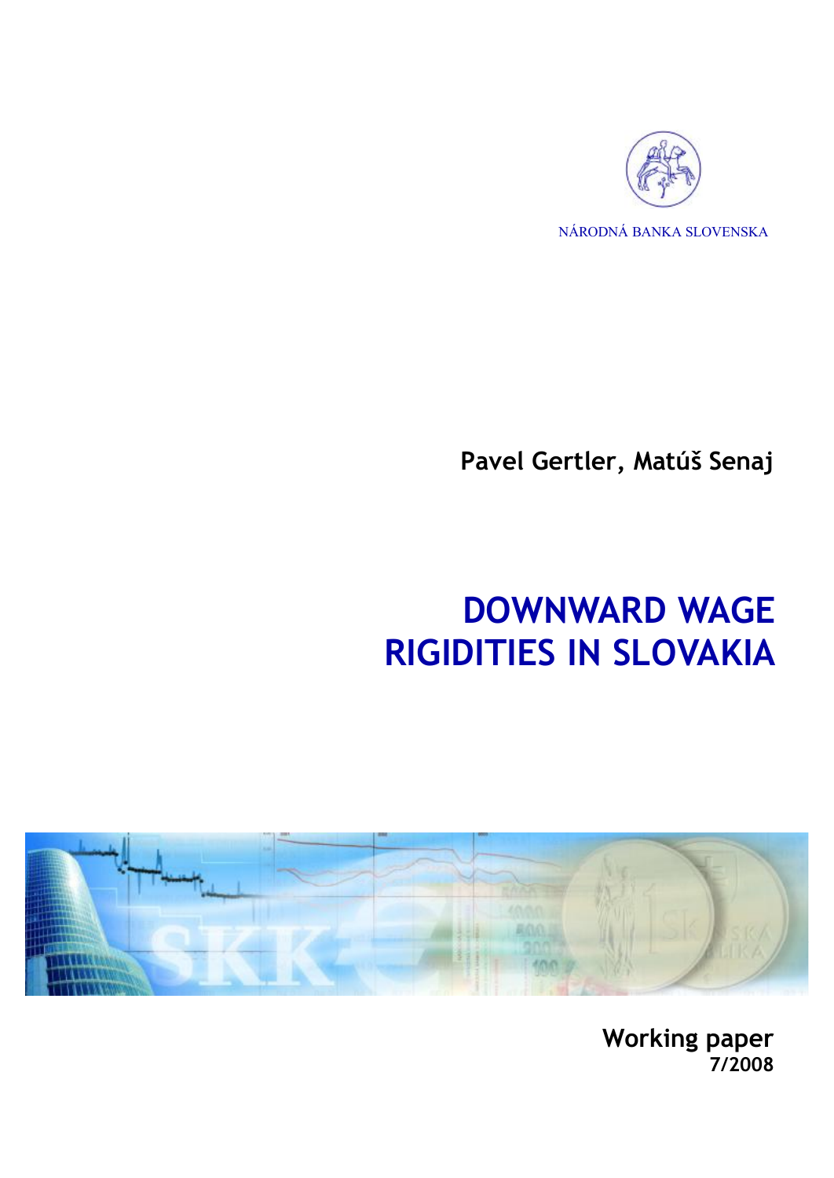NÁRODNÁ BANKA SLOVENSKA

**Pavel Gertler, Matúš Senaj**

# DOWNWARD WAGE RIGIDITIES IN SLOVAKIA

**Working paper**
**7/2008**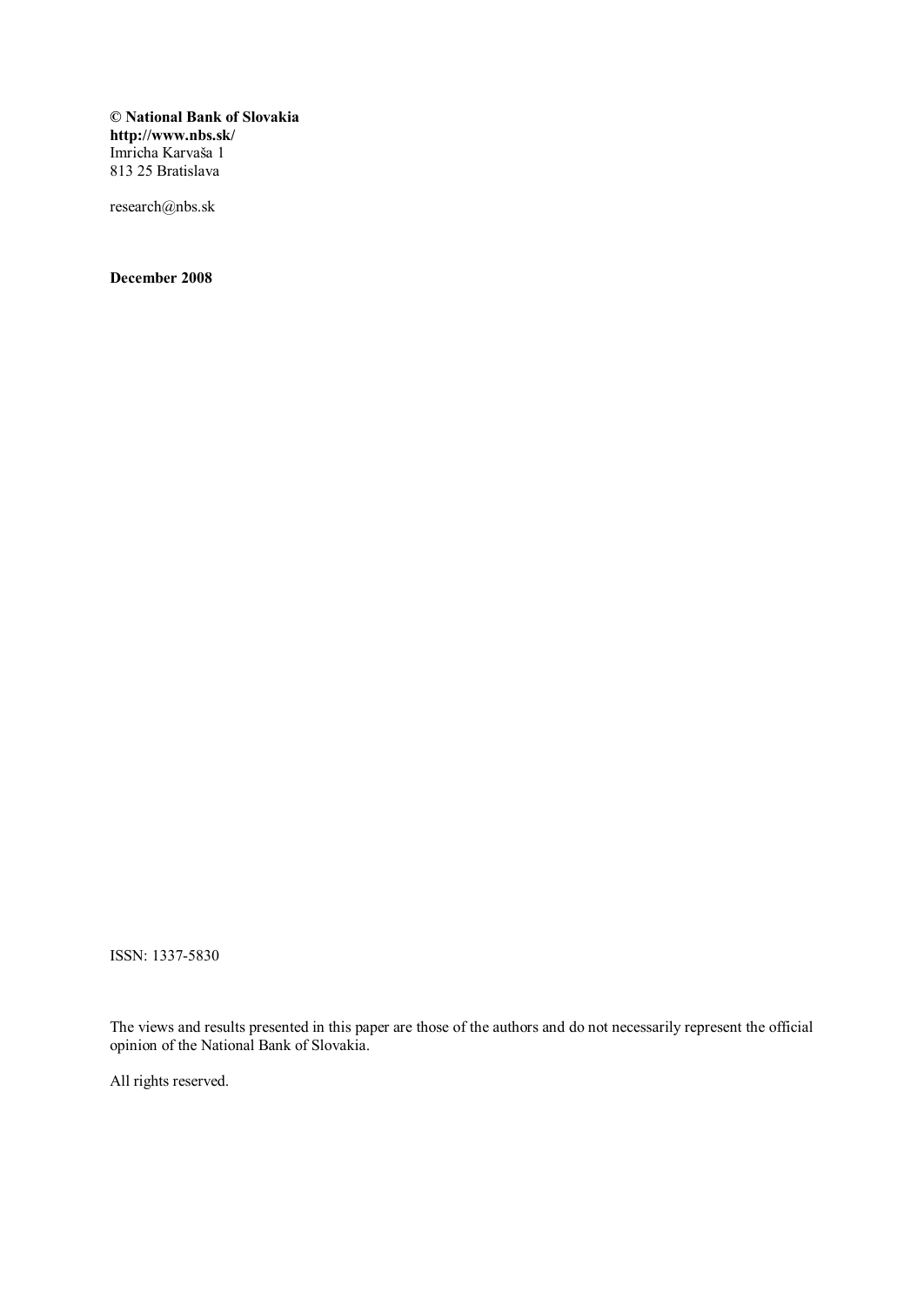**© National Bank of Slovakia**
**http://www.nbs.sk/**
Imricha Karvaša 1
813 25 Bratislava

research@nbs.sk

**December 2008**

ISSN: 1337-5830

The views and results presented in this paper are those of the authors and do not necessarily represent the official opinion of the National Bank of Slovakia.

All rights reserved.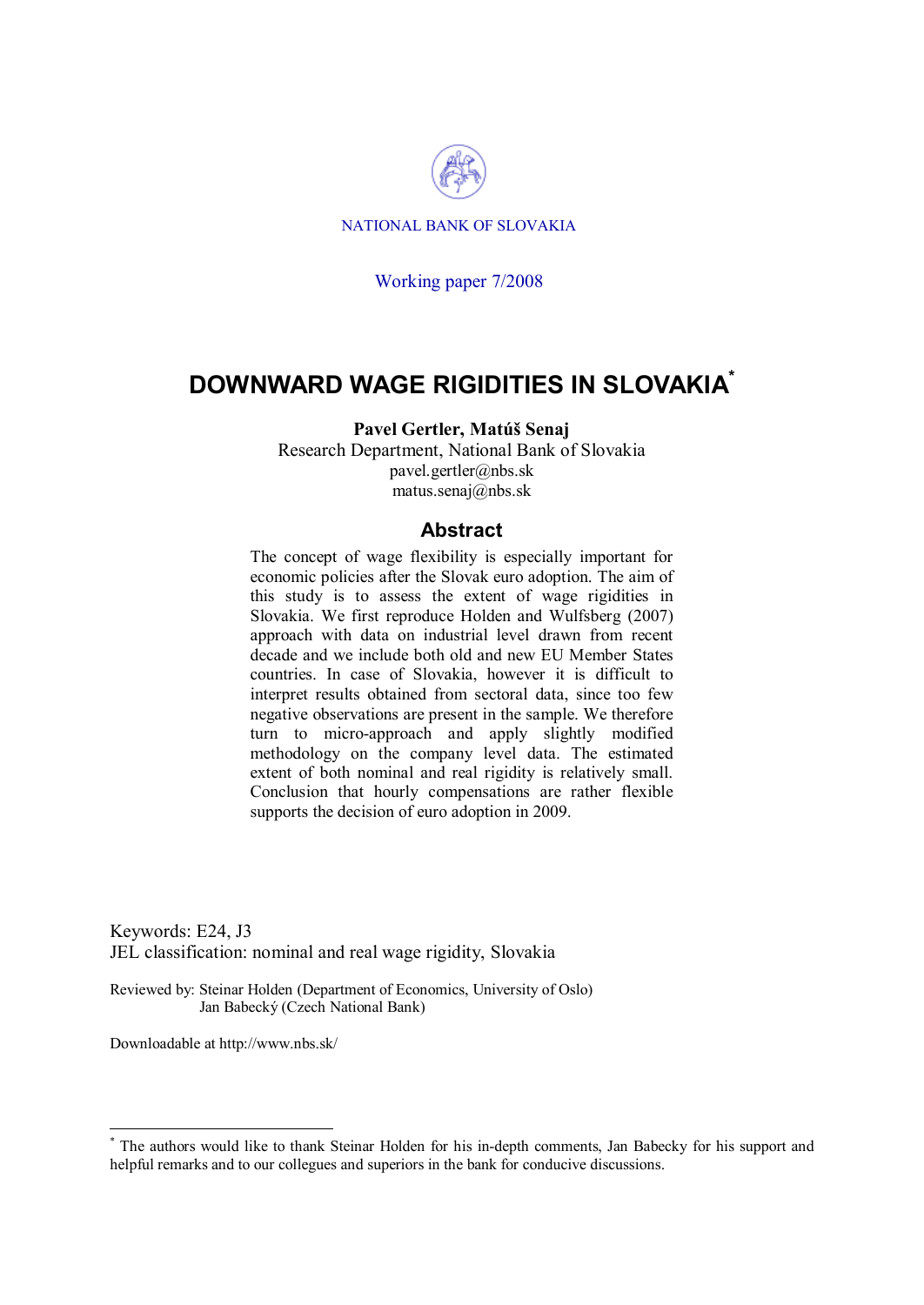NATIONAL BANK OF SLOVAKIA

Working paper 7/2008

# DOWNWARD WAGE RIGIDITIES IN SLOVAKIA*

**Pavel Gertler, Matúš Senaj**
Research Department, National Bank of Slovakia
pavel.gertler@nbs.sk
matus.senaj@nbs.sk

## Abstract

The concept of wage flexibility is especially important for economic policies after the Slovak euro adoption. The aim of this study is to assess the extent of wage rigidities in Slovakia. We first reproduce Holden and Wulfsberg (2007) approach with data on industrial level drawn from recent decade and we include both old and new EU Member States countries. In case of Slovakia, however it is difficult to interpret results obtained from sectoral data, since too few negative observations are present in the sample. We therefore turn to micro-approach and apply slightly modified methodology on the company level data. The estimated extent of both nominal and real rigidity is relatively small. Conclusion that hourly compensations are rather flexible supports the decision of euro adoption in 2009.

Keywords: E24, J3
JEL classification: nominal and real wage rigidity, Slovakia

Reviewed by: Steinar Holden (Department of Economics, University of Oslo)
Jan Babecký (Czech National Bank)

Downloadable at http://www.nbs.sk/

* The authors would like to thank Steinar Holden for his in-depth comments, Jan Babecky for his support and helpful remarks and to our collegues and superiors in the bank for conducive discussions.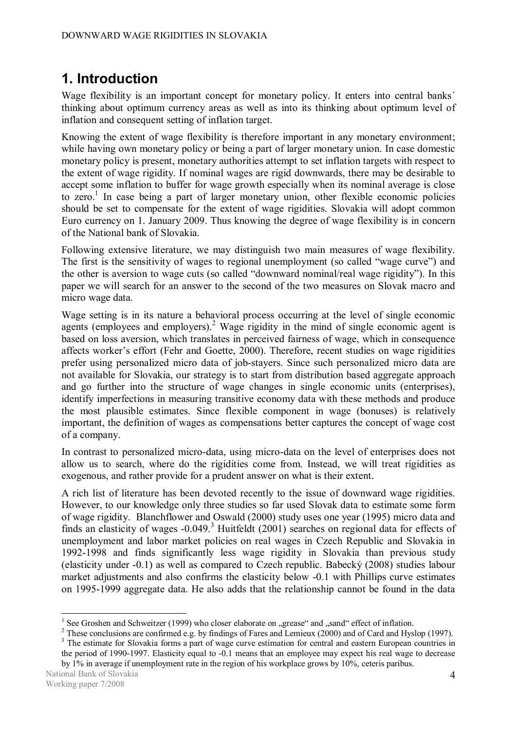# 1. Introduction

Wage flexibility is an important concept for monetary policy. It enters into central banks´ thinking about optimum currency areas as well as into its thinking about optimum level of inflation and consequent setting of inflation target.

Knowing the extent of wage flexibility is therefore important in any monetary environment; while having own monetary policy or being a part of larger monetary union. In case domestic monetary policy is present, monetary authorities attempt to set inflation targets with respect to the extent of wage rigidity. If nominal wages are rigid downwards, there may be desirable to accept some inflation to buffer for wage growth especially when its nominal average is close to zero.[1] In case being a part of larger monetary union, other flexible economic policies should be set to compensate for the extent of wage rigidities. Slovakia will adopt common Euro currency on 1. January 2009. Thus knowing the degree of wage flexibility is in concern of the National bank of Slovakia.

Following extensive literature, we may distinguish two main measures of wage flexibility. The first is the sensitivity of wages to regional unemployment (so called "wage curve") and the other is aversion to wage cuts (so called "downward nominal/real wage rigidity"). In this paper we will search for an answer to the second of the two measures on Slovak macro and micro wage data.

Wage setting is in its nature a behavioral process occurring at the level of single economic agents (employees and employers).[2] Wage rigidity in the mind of single economic agent is based on loss aversion, which translates in perceived fairness of wage, which in consequence affects worker's effort (Fehr and Goette, 2000). Therefore, recent studies on wage rigidities prefer using personalized micro data of job-stayers. Since such personalized micro data are not available for Slovakia, our strategy is to start from distribution based aggregate approach and go further into the structure of wage changes in single economic units (enterprises), identify imperfections in measuring transitive economy data with these methods and produce the most plausible estimates. Since flexible component in wage (bonuses) is relatively important, the definition of wages as compensations better captures the concept of wage cost of a company.

In contrast to personalized micro-data, using micro-data on the level of enterprises does not allow us to search, where do the rigidities come from. Instead, we will treat rigidities as exogenous, and rather provide for a prudent answer on what is their extent.

A rich list of literature has been devoted recently to the issue of downward wage rigidities. However, to our knowledge only three studies so far used Slovak data to estimate some form of wage rigidity. Blanchflower and Oswald (2000) study uses one year (1995) micro data and finds an elasticity of wages -0.049.[3] Huitfeldt (2001) searches on regional data for effects of unemployment and labor market policies on real wages in Czech Republic and Slovakia in 1992-1998 and finds significantly less wage rigidity in Slovakia than previous study (elasticity under -0.1) as well as compared to Czech republic. Babecký (2008) studies labour market adjustments and also confirms the elasticity below -0.1 with Phillips curve estimates on 1995-1999 aggregate data. He also adds that the relationship cannot be found in the data

---

[1] See Groshen and Schweitzer (1999) who closer elaborate on „grease" and „sand" effect of inflation.

[2] These conclusions are confirmed e.g. by findings of Fares and Lemieux (2000) and of Card and Hyslop (1997).

[3] The estimate for Slovakia forms a part of wage curve estimation for central and eastern European countries in the period of 1990-1997. Elasticity equal to -0.1 means that an employee may expect his real wage to decrease by 1% in average if unemployment rate in the region of his workplace grows by 10%, ceteris paribus.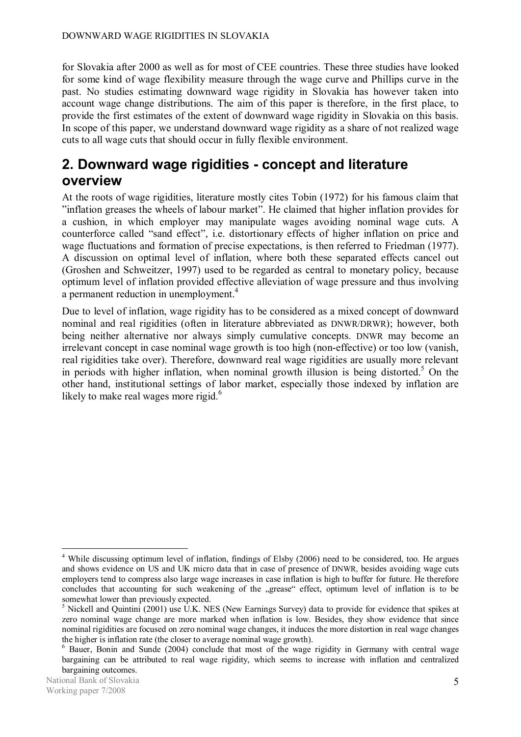for Slovakia after 2000 as well as for most of CEE countries. These three studies have looked for some kind of wage flexibility measure through the wage curve and Phillips curve in the past. No studies estimating downward wage rigidity in Slovakia has however taken into account wage change distributions. The aim of this paper is therefore, in the first place, to provide the first estimates of the extent of downward wage rigidity in Slovakia on this basis. In scope of this paper, we understand downward wage rigidity as a share of not realized wage cuts to all wage cuts that should occur in fully flexible environment.

## 2. Downward wage rigidities - concept and literature overview

At the roots of wage rigidities, literature mostly cites Tobin (1972) for his famous claim that "inflation greases the wheels of labour market". He claimed that higher inflation provides for a cushion, in which employer may manipulate wages avoiding nominal wage cuts. A counterforce called "sand effect", i.e. distortionary effects of higher inflation on price and wage fluctuations and formation of precise expectations, is then referred to Friedman (1977). A discussion on optimal level of inflation, where both these separated effects cancel out (Groshen and Schweitzer, 1997) used to be regarded as central to monetary policy, because optimum level of inflation provided effective alleviation of wage pressure and thus involving a permanent reduction in unemployment.[4]

Due to level of inflation, wage rigidity has to be considered as a mixed concept of downward nominal and real rigidities (often in literature abbreviated as DNWR/DRWR); however, both being neither alternative nor always simply cumulative concepts. DNWR may become an irrelevant concept in case nominal wage growth is too high (non-effective) or too low (vanish, real rigidities take over). Therefore, downward real wage rigidities are usually more relevant in periods with higher inflation, when nominal growth illusion is being distorted.[5] On the other hand, institutional settings of labor market, especially those indexed by inflation are likely to make real wages more rigid.[6]

---

[4] While discussing optimum level of inflation, findings of Elsby (2006) need to be considered, too. He argues and shows evidence on US and UK micro data that in case of presence of DNWR, besides avoiding wage cuts employers tend to compress also large wage increases in case inflation is high to buffer for future. He therefore concludes that accounting for such weakening of the „grease" effect, optimum level of inflation is to be somewhat lower than previously expected.

[5] Nickell and Quintini (2001) use U.K. NES (New Earnings Survey) data to provide for evidence that spikes at zero nominal wage change are more marked when inflation is low. Besides, they show evidence that since nominal rigidities are focused on zero nominal wage changes, it induces the more distortion in real wage changes the higher is inflation rate (the closer to average nominal wage growth).

[6] Bauer, Bonin and Sunde (2004) conclude that most of the wage rigidity in Germany with central wage bargaining can be attributed to real wage rigidity, which seems to increase with inflation and centralized bargaining outcomes.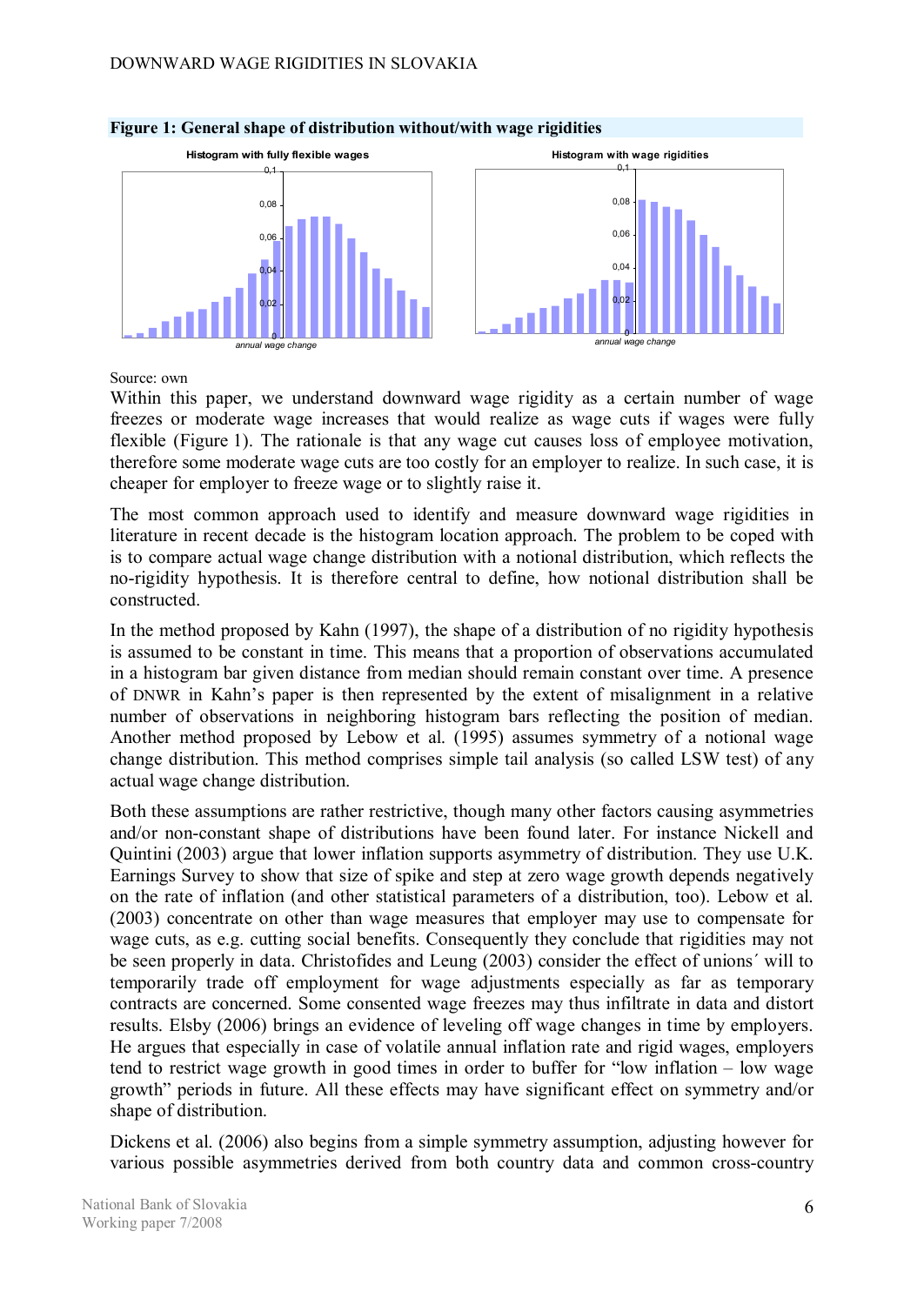**Figure 1: General shape of distribution without/with wage rigidities**

Source: own

Within this paper, we understand downward wage rigidity as a certain number of wage freezes or moderate wage increases that would realize as wage cuts if wages were fully flexible (Figure 1). The rationale is that any wage cut causes loss of employee motivation, therefore some moderate wage cuts are too costly for an employer to realize. In such case, it is cheaper for employer to freeze wage or to slightly raise it.

The most common approach used to identify and measure downward wage rigidities in literature in recent decade is the histogram location approach. The problem to be coped with is to compare actual wage change distribution with a notional distribution, which reflects the no-rigidity hypothesis. It is therefore central to define, how notional distribution shall be constructed.

In the method proposed by Kahn (1997), the shape of a distribution of no rigidity hypothesis is assumed to be constant in time. This means that a proportion of observations accumulated in a histogram bar given distance from median should remain constant over time. A presence of DNWR in Kahn's paper is then represented by the extent of misalignment in a relative number of observations in neighboring histogram bars reflecting the position of median. Another method proposed by Lebow et al. (1995) assumes symmetry of a notional wage change distribution. This method comprises simple tail analysis (so called LSW test) of any actual wage change distribution.

Both these assumptions are rather restrictive, though many other factors causing asymmetries and/or non-constant shape of distributions have been found later. For instance Nickell and Quintini (2003) argue that lower inflation supports asymmetry of distribution. They use U.K. Earnings Survey to show that size of spike and step at zero wage growth depends negatively on the rate of inflation (and other statistical parameters of a distribution, too). Lebow et al. (2003) concentrate on other than wage measures that employer may use to compensate for wage cuts, as e.g. cutting social benefits. Consequently they conclude that rigidities may not be seen properly in data. Christofides and Leung (2003) consider the effect of unions´ will to temporarily trade off employment for wage adjustments especially as far as temporary contracts are concerned. Some consented wage freezes may thus infiltrate in data and distort results. Elsby (2006) brings an evidence of leveling off wage changes in time by employers. He argues that especially in case of volatile annual inflation rate and rigid wages, employers tend to restrict wage growth in good times in order to buffer for "low inflation – low wage growth" periods in future. All these effects may have significant effect on symmetry and/or shape of distribution.

Dickens et al. (2006) also begins from a simple symmetry assumption, adjusting however for various possible asymmetries derived from both country data and common cross-country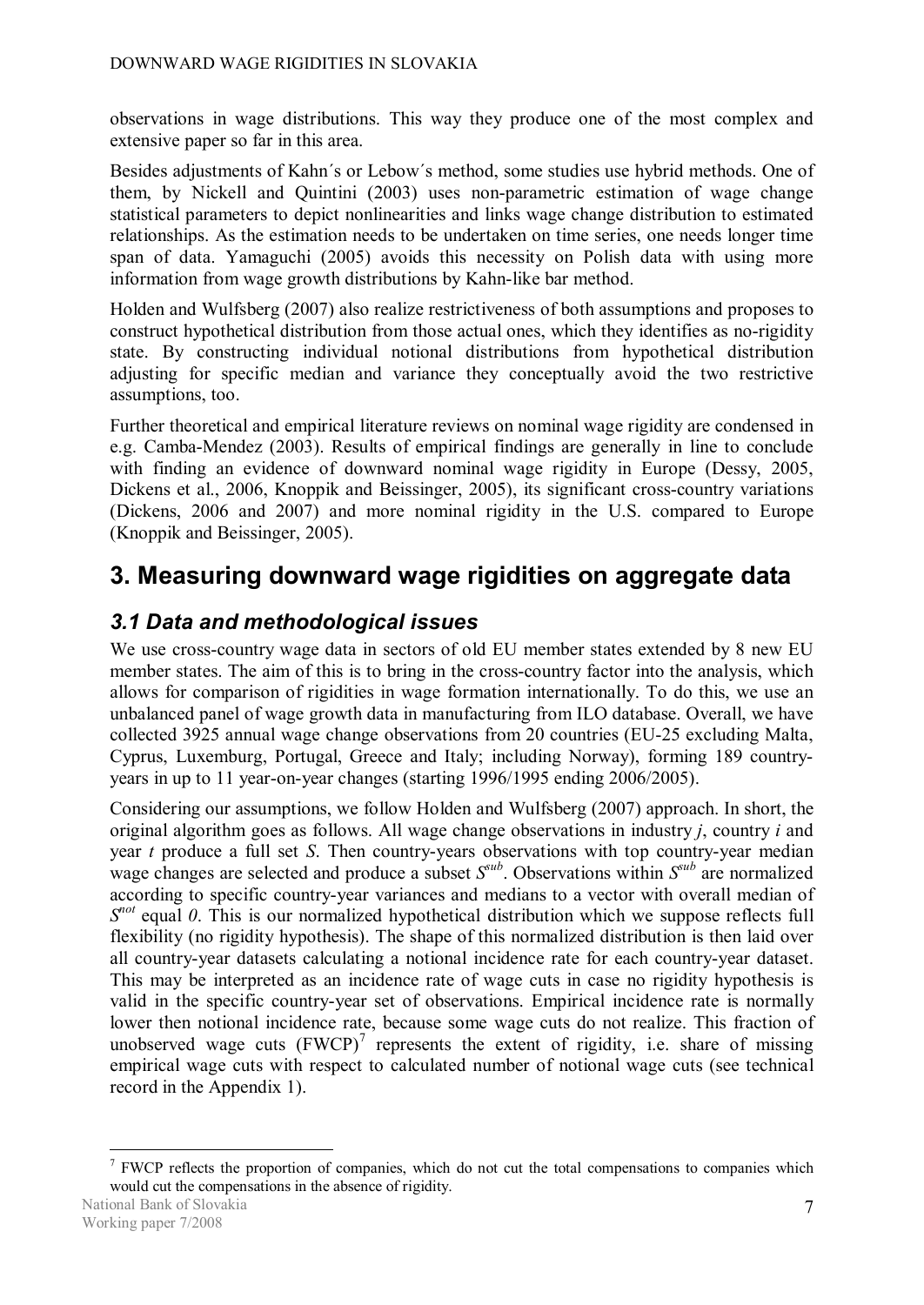observations in wage distributions. This way they produce one of the most complex and extensive paper so far in this area.

Besides adjustments of Kahn´s or Lebow´s method, some studies use hybrid methods. One of them, by Nickell and Quintini (2003) uses non-parametric estimation of wage change statistical parameters to depict nonlinearities and links wage change distribution to estimated relationships. As the estimation needs to be undertaken on time series, one needs longer time span of data. Yamaguchi (2005) avoids this necessity on Polish data with using more information from wage growth distributions by Kahn-like bar method.

Holden and Wulfsberg (2007) also realize restrictiveness of both assumptions and proposes to construct hypothetical distribution from those actual ones, which they identifies as no-rigidity state. By constructing individual notional distributions from hypothetical distribution adjusting for specific median and variance they conceptually avoid the two restrictive assumptions, too.

Further theoretical and empirical literature reviews on nominal wage rigidity are condensed in e.g. Camba-Mendez (2003). Results of empirical findings are generally in line to conclude with finding an evidence of downward nominal wage rigidity in Europe (Dessy, 2005, Dickens et al., 2006, Knoppik and Beissinger, 2005), its significant cross-country variations (Dickens, 2006 and 2007) and more nominal rigidity in the U.S. compared to Europe (Knoppik and Beissinger, 2005).

# 3. Measuring downward wage rigidities on aggregate data

## *3.1 Data and methodological issues*

We use cross-country wage data in sectors of old EU member states extended by 8 new EU member states. The aim of this is to bring in the cross-country factor into the analysis, which allows for comparison of rigidities in wage formation internationally. To do this, we use an unbalanced panel of wage growth data in manufacturing from ILO database. Overall, we have collected 3925 annual wage change observations from 20 countries (EU-25 excluding Malta, Cyprus, Luxemburg, Portugal, Greece and Italy; including Norway), forming 189 country-years in up to 11 year-on-year changes (starting 1996/1995 ending 2006/2005).

Considering our assumptions, we follow Holden and Wulfsberg (2007) approach. In short, the original algorithm goes as follows. All wage change observations in industry $j$, country $i$ and year $t$ produce a full set $S$. Then country-years observations with top country-year median wage changes are selected and produce a subset $S^{sub}$. Observations within $S^{sub}$ are normalized according to specific country-year variances and medians to a vector with overall median of $S^{not}$ equal $0$. This is our normalized hypothetical distribution which we suppose reflects full flexibility (no rigidity hypothesis). The shape of this normalized distribution is then laid over all country-year datasets calculating a notional incidence rate for each country-year dataset. This may be interpreted as an incidence rate of wage cuts in case no rigidity hypothesis is valid in the specific country-year set of observations. Empirical incidence rate is normally lower then notional incidence rate, because some wage cuts do not realize. This fraction of unobserved wage cuts (FWCP)[7] represents the extent of rigidity, i.e. share of missing empirical wage cuts with respect to calculated number of notional wage cuts (see technical record in the Appendix 1).

[7] FWCP reflects the proportion of companies, which do not cut the total compensations to companies which would cut the compensations in the absence of rigidity.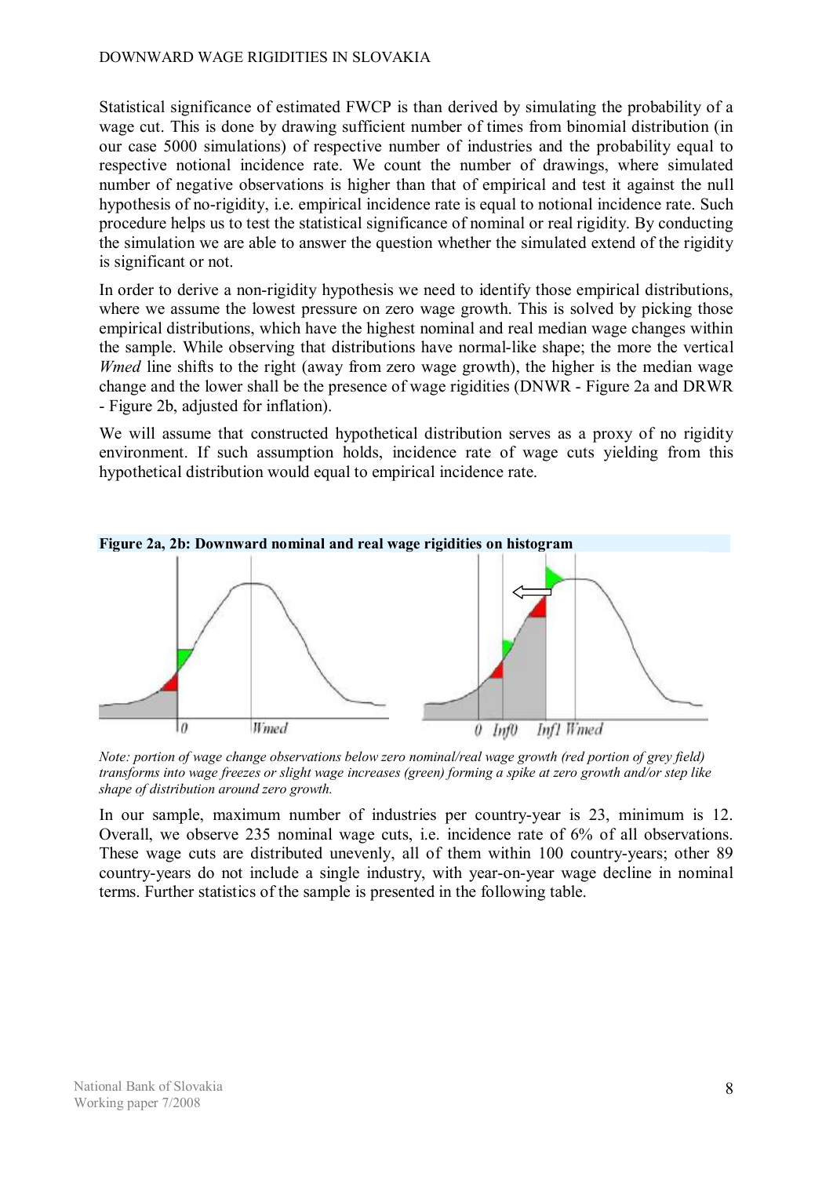Statistical significance of estimated FWCP is than derived by simulating the probability of a wage cut. This is done by drawing sufficient number of times from binomial distribution (in our case 5000 simulations) of respective number of industries and the probability equal to respective notional incidence rate. We count the number of drawings, where simulated number of negative observations is higher than that of empirical and test it against the null hypothesis of no-rigidity, i.e. empirical incidence rate is equal to notional incidence rate. Such procedure helps us to test the statistical significance of nominal or real rigidity. By conducting the simulation we are able to answer the question whether the simulated extend of the rigidity is significant or not.

In order to derive a non-rigidity hypothesis we need to identify those empirical distributions, where we assume the lowest pressure on zero wage growth. This is solved by picking those empirical distributions, which have the highest nominal and real median wage changes within the sample. While observing that distributions have normal-like shape; the more the vertical *Wmed* line shifts to the right (away from zero wage growth), the higher is the median wage change and the lower shall be the presence of wage rigidities (DNWR - Figure 2a and DRWR - Figure 2b, adjusted for inflation).

We will assume that constructed hypothetical distribution serves as a proxy of no rigidity environment. If such assumption holds, incidence rate of wage cuts yielding from this hypothetical distribution would equal to empirical incidence rate.

**Figure 2a, 2b: Downward nominal and real wage rigidities on histogram**

*Note: portion of wage change observations below zero nominal/real wage growth (red portion of grey field) transforms into wage freezes or slight wage increases (green) forming a spike at zero growth and/or step like shape of distribution around zero growth.*

In our sample, maximum number of industries per country-year is 23, minimum is 12. Overall, we observe 235 nominal wage cuts, i.e. incidence rate of 6% of all observations. These wage cuts are distributed unevenly, all of them within 100 country-years; other 89 country-years do not include a single industry, with year-on-year wage decline in nominal terms. Further statistics of the sample is presented in the following table.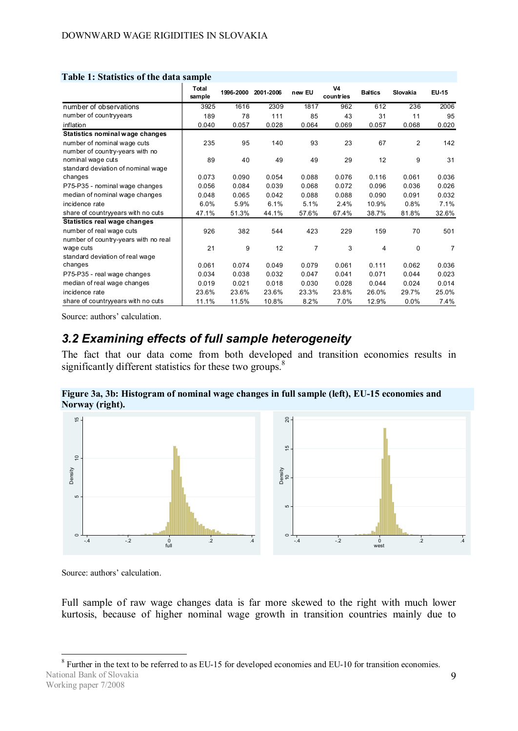**Table 1: Statistics of the data sample**

| | Total sample | 1996-2000 | 2001-2006 | new EU | V4 countries | Baltics | Slovakia | EU-15 |
|---|---|---|---|---|---|---|---|---|
| number of observations | 3925 | 1616 | 2309 | 1817 | 962 | 612 | 236 | 2006 |
| number of countryyears | 189 | 78 | 111 | 85 | 43 | 31 | 11 | 95 |
| inflation | 0.040 | 0.057 | 0.028 | 0.064 | 0.069 | 0.057 | 0.068 | 0.020 |
| **Statistics nominal wage changes** | | | | | | | | |
| number of nominal wage cuts | 235 | 95 | 140 | 93 | 23 | 67 | 2 | 142 |
| number of country-years with no nominal wage cuts | 89 | 40 | 49 | 49 | 29 | 12 | 9 | 31 |
| standard deviation of nominal wage changes | 0.073 | 0.090 | 0.054 | 0.088 | 0.076 | 0.116 | 0.061 | 0.036 |
| P75-P35 - nominal wage changes | 0.056 | 0.084 | 0.039 | 0.068 | 0.072 | 0.096 | 0.036 | 0.026 |
| median of nominal wage changes | 0.048 | 0.065 | 0.042 | 0.088 | 0.088 | 0.090 | 0.091 | 0.032 |
| incidence rate | 6.0% | 5.9% | 6.1% | 5.1% | 2.4% | 10.9% | 0.8% | 7.1% |
| share of countryyears with no cuts | 47.1% | 51.3% | 44.1% | 57.6% | 67.4% | 38.7% | 81.8% | 32.6% |
| **Statistics real wage changes** | | | | | | | | |
| number of real wage cuts | 926 | 382 | 544 | 423 | 229 | 159 | 70 | 501 |
| number of country-years with no real wage cuts | 21 | 9 | 12 | 7 | 3 | 4 | 0 | 7 |
| standard deviation of real wage changes | 0.061 | 0.074 | 0.049 | 0.079 | 0.061 | 0.111 | 0.062 | 0.036 |
| P75-P35 - real wage changes | 0.034 | 0.038 | 0.032 | 0.047 | 0.041 | 0.071 | 0.044 | 0.023 |
| median of real wage changes | 0.019 | 0.021 | 0.018 | 0.030 | 0.028 | 0.044 | 0.024 | 0.014 |
| incidence rate | 23.6% | 23.6% | 23.6% | 23.3% | 23.8% | 26.0% | 29.7% | 25.0% |
| share of countryyears with no cuts | 11.1% | 11.5% | 10.8% | 8.2% | 7.0% | 12.9% | 0.0% | 7.4% |

Source: authors' calculation.

## *3.2 Examining effects of full sample heterogeneity*

The fact that our data come from both developed and transition economies results in significantly different statistics for these two groups.[8]

**Figure 3a, 3b: Histogram of nominal wage changes in full sample (left), EU-15 economies and Norway (right).**

Source: authors' calculation.

Full sample of raw wage changes data is far more skewed to the right with much lower kurtosis, because of higher nominal wage growth in transition countries mainly due to

[8] Further in the text to be referred to as EU-15 for developed economies and EU-10 for transition economies.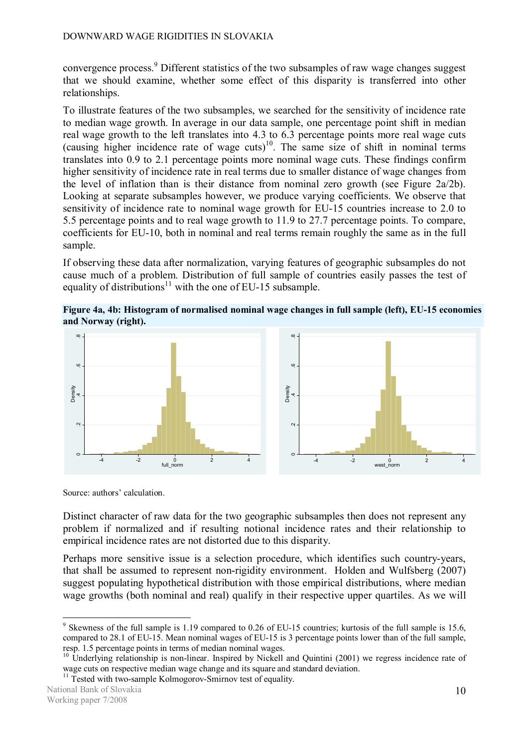convergence process.[9] Different statistics of the two subsamples of raw wage changes suggest that we should examine, whether some effect of this disparity is transferred into other relationships.

To illustrate features of the two subsamples, we searched for the sensitivity of incidence rate to median wage growth. In average in our data sample, one percentage point shift in median real wage growth to the left translates into 4.3 to 6.3 percentage points more real wage cuts (causing higher incidence rate of wage cuts)[10]. The same size of shift in nominal terms translates into 0.9 to 2.1 percentage points more nominal wage cuts. These findings confirm higher sensitivity of incidence rate in real terms due to smaller distance of wage changes from the level of inflation than is their distance from nominal zero growth (see Figure 2a/2b). Looking at separate subsamples however, we produce varying coefficients. We observe that sensitivity of incidence rate to nominal wage growth for EU-15 countries increase to 2.0 to 5.5 percentage points and to real wage growth to 11.9 to 27.7 percentage points. To compare, coefficients for EU-10, both in nominal and real terms remain roughly the same as in the full sample.

If observing these data after normalization, varying features of geographic subsamples do not cause much of a problem. Distribution of full sample of countries easily passes the test of equality of distributions[11] with the one of EU-15 subsample.

**Figure 4a, 4b: Histogram of normalised nominal wage changes in full sample (left), EU-15 economies and Norway (right).**

Source: authors' calculation.

Distinct character of raw data for the two geographic subsamples then does not represent any problem if normalized and if resulting notional incidence rates and their relationship to empirical incidence rates are not distorted due to this disparity.

Perhaps more sensitive issue is a selection procedure, which identifies such country-years, that shall be assumed to represent non-rigidity environment. Holden and Wulfsberg (2007) suggest populating hypothetical distribution with those empirical distributions, where median wage growths (both nominal and real) qualify in their respective upper quartiles. As we will

---

[9] Skewness of the full sample is 1.19 compared to 0.26 of EU-15 countries; kurtosis of the full sample is 15.6, compared to 28.1 of EU-15. Mean nominal wages of EU-15 is 3 percentage points lower than of the full sample, resp. 1.5 percentage points in terms of median nominal wages.

[10] Underlying relationship is non-linear. Inspired by Nickell and Quintini (2001) we regress incidence rate of wage cuts on respective median wage change and its square and standard deviation.

[11] Tested with two-sample Kolmogorov-Smirnov test of equality.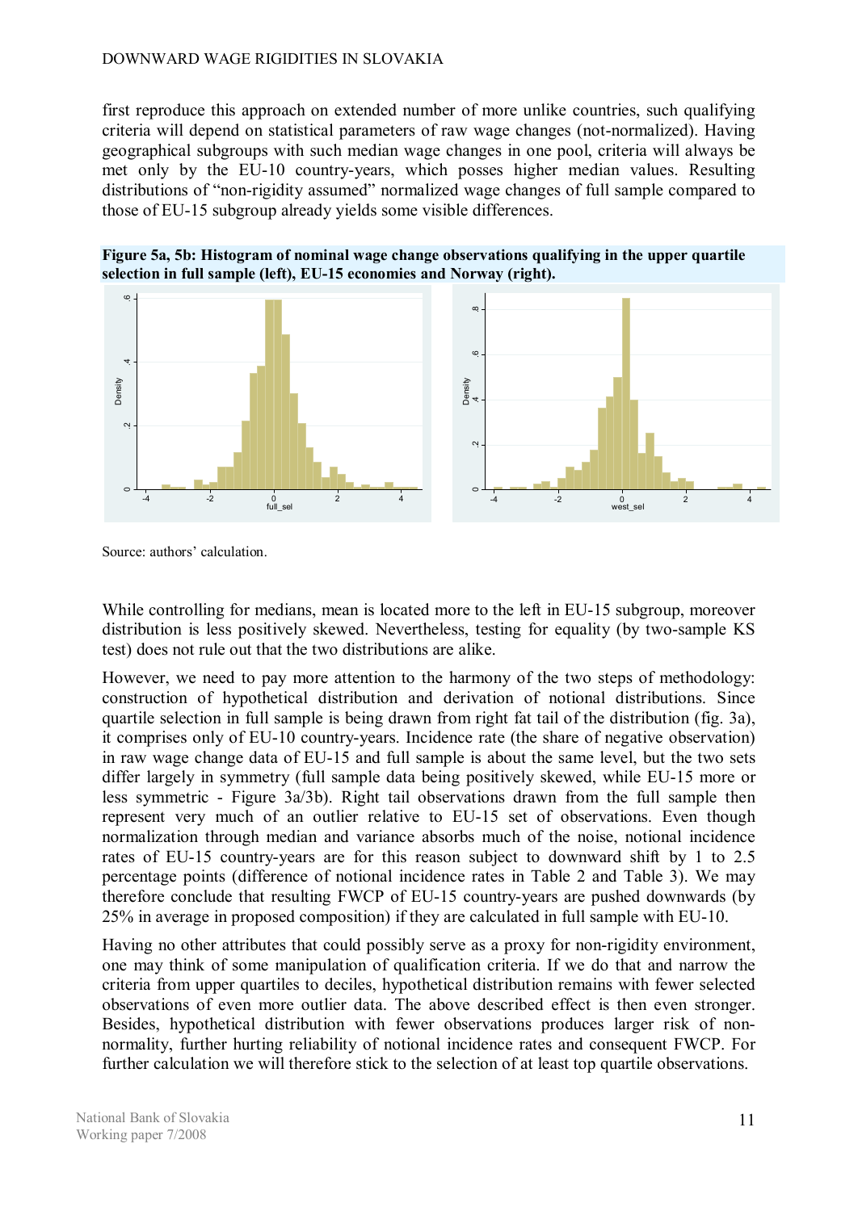first reproduce this approach on extended number of more unlike countries, such qualifying criteria will depend on statistical parameters of raw wage changes (not-normalized). Having geographical subgroups with such median wage changes in one pool, criteria will always be met only by the EU-10 country-years, which posses higher median values. Resulting distributions of "non-rigidity assumed" normalized wage changes of full sample compared to those of EU-15 subgroup already yields some visible differences.

**Figure 5a, 5b: Histogram of nominal wage change observations qualifying in the upper quartile selection in full sample (left), EU-15 economies and Norway (right).**

Source: authors' calculation.

While controlling for medians, mean is located more to the left in EU-15 subgroup, moreover distribution is less positively skewed. Nevertheless, testing for equality (by two-sample KS test) does not rule out that the two distributions are alike.

However, we need to pay more attention to the harmony of the two steps of methodology: construction of hypothetical distribution and derivation of notional distributions. Since quartile selection in full sample is being drawn from right fat tail of the distribution (fig. 3a), it comprises only of EU-10 country-years. Incidence rate (the share of negative observation) in raw wage change data of EU-15 and full sample is about the same level, but the two sets differ largely in symmetry (full sample data being positively skewed, while EU-15 more or less symmetric - Figure 3a/3b). Right tail observations drawn from the full sample then represent very much of an outlier relative to EU-15 set of observations. Even though normalization through median and variance absorbs much of the noise, notional incidence rates of EU-15 country-years are for this reason subject to downward shift by 1 to 2.5 percentage points (difference of notional incidence rates in Table 2 and Table 3). We may therefore conclude that resulting FWCP of EU-15 country-years are pushed downwards (by 25% in average in proposed composition) if they are calculated in full sample with EU-10.

Having no other attributes that could possibly serve as a proxy for non-rigidity environment, one may think of some manipulation of qualification criteria. If we do that and narrow the criteria from upper quartiles to deciles, hypothetical distribution remains with fewer selected observations of even more outlier data. The above described effect is then even stronger. Besides, hypothetical distribution with fewer observations produces larger risk of non-normality, further hurting reliability of notional incidence rates and consequent FWCP. For further calculation we will therefore stick to the selection of at least top quartile observations.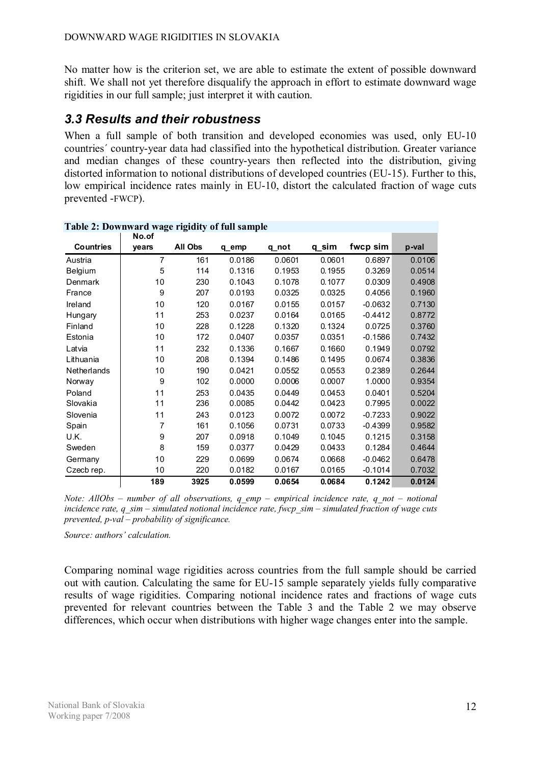No matter how is the criterion set, we are able to estimate the extent of possible downward shift. We shall not yet therefore disqualify the approach in effort to estimate downward wage rigidities in our full sample; just interpret it with caution.

### *3.3 Results and their robustness*

When a full sample of both transition and developed economies was used, only EU-10 countries´ country-year data had classified into the hypothetical distribution. Greater variance and median changes of these country-years then reflected into the distribution, giving distorted information to notional distributions of developed countries (EU-15). Further to this, low empirical incidence rates mainly in EU-10, distort the calculated fraction of wage cuts prevented -FWCP).

**Table 2: Downward wage rigidity of full sample**

| Countries | No.of years | All Obs | q_emp | q_not | q_sim | fwcp sim | p-val |
|---|---|---|---|---|---|---|---|
| Austria | 7 | 161 | 0.0186 | 0.0601 | 0.0601 | 0.6897 | 0.0106 |
| Belgium | 5 | 114 | 0.1316 | 0.1953 | 0.1955 | 0.3269 | 0.0514 |
| Denmark | 10 | 230 | 0.1043 | 0.1078 | 0.1077 | 0.0309 | 0.4908 |
| France | 9 | 207 | 0.0193 | 0.0325 | 0.0325 | 0.4056 | 0.1960 |
| Ireland | 10 | 120 | 0.0167 | 0.0155 | 0.0157 | -0.0632 | 0.7130 |
| Hungary | 11 | 253 | 0.0237 | 0.0164 | 0.0165 | -0.4412 | 0.8772 |
| Finland | 10 | 228 | 0.1228 | 0.1320 | 0.1324 | 0.0725 | 0.3760 |
| Estonia | 10 | 172 | 0.0407 | 0.0357 | 0.0351 | -0.1586 | 0.7432 |
| Latvia | 11 | 232 | 0.1336 | 0.1667 | 0.1660 | 0.1949 | 0.0792 |
| Lithuania | 10 | 208 | 0.1394 | 0.1486 | 0.1495 | 0.0674 | 0.3836 |
| Netherlands | 10 | 190 | 0.0421 | 0.0552 | 0.0553 | 0.2389 | 0.2644 |
| Norway | 9 | 102 | 0.0000 | 0.0006 | 0.0007 | 1.0000 | 0.9354 |
| Poland | 11 | 253 | 0.0435 | 0.0449 | 0.0453 | 0.0401 | 0.5204 |
| Slovakia | 11 | 236 | 0.0085 | 0.0442 | 0.0423 | 0.7995 | 0.0022 |
| Slovenia | 11 | 243 | 0.0123 | 0.0072 | 0.0072 | -0.7233 | 0.9022 |
| Spain | 7 | 161 | 0.1056 | 0.0731 | 0.0733 | -0.4399 | 0.9582 |
| U.K. | 9 | 207 | 0.0918 | 0.1049 | 0.1045 | 0.1215 | 0.3158 |
| Sweden | 8 | 159 | 0.0377 | 0.0429 | 0.0433 | 0.1284 | 0.4644 |
| Germany | 10 | 229 | 0.0699 | 0.0674 | 0.0668 | -0.0462 | 0.6478 |
| Czecb rep. | 10 | 220 | 0.0182 | 0.0167 | 0.0165 | -0.1014 | 0.7032 |
| | **189** | **3925** | **0.0599** | **0.0654** | **0.0684** | **0.1242** | **0.0124** |

*Note: AllObs – number of all observations, q_emp – empirical incidence rate, q_not – notional incidence rate, q_sim – simulated notional incidence rate, fwcp_sim – simulated fraction of wage cuts prevented, p-val – probability of significance.*

*Source: authors' calculation.*

Comparing nominal wage rigidities across countries from the full sample should be carried out with caution. Calculating the same for EU-15 sample separately yields fully comparative results of wage rigidities. Comparing notional incidence rates and fractions of wage cuts prevented for relevant countries between the Table 3 and the Table 2 we may observe differences, which occur when distributions with higher wage changes enter into the sample.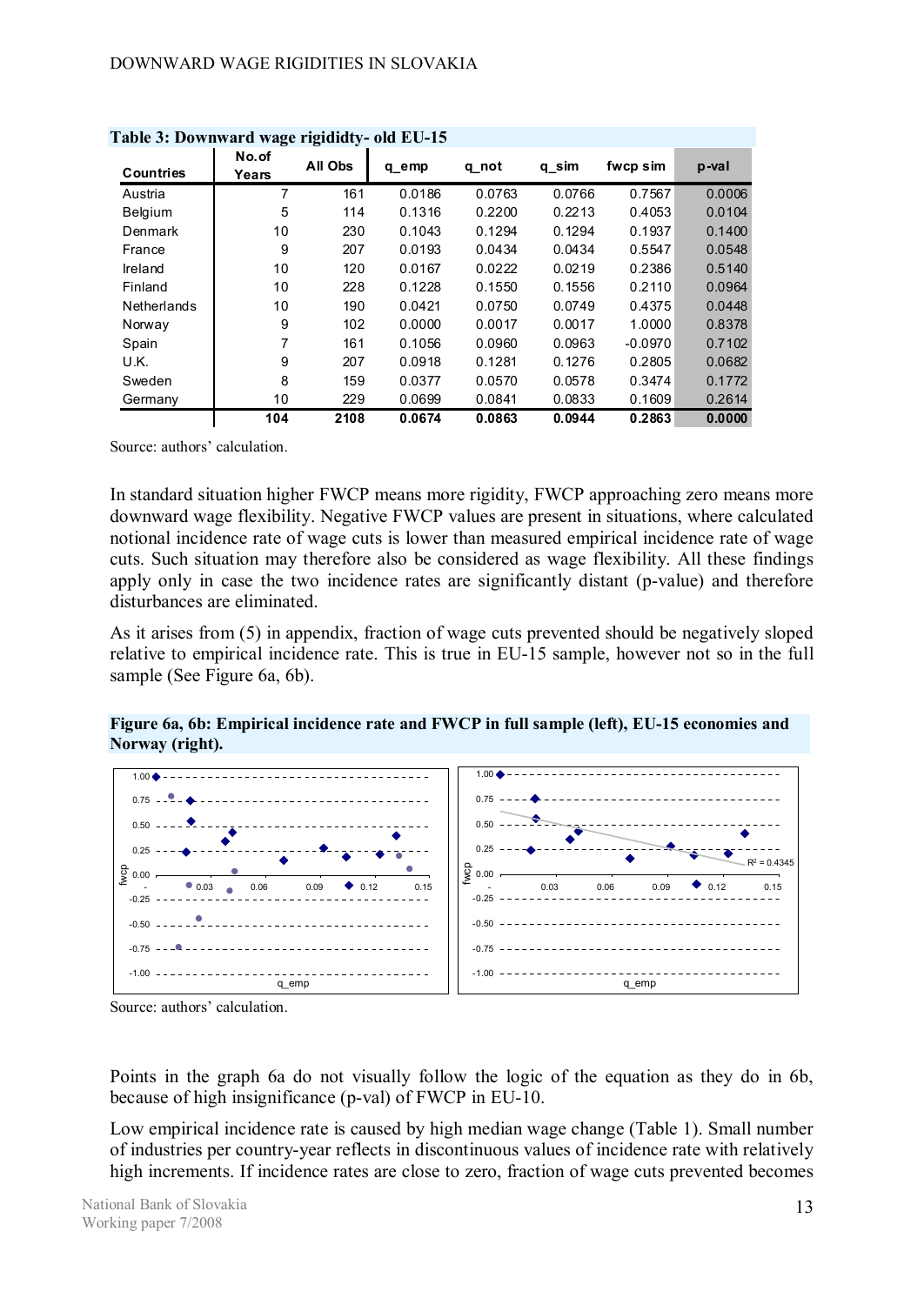**Table 3: Downward wage rigididty- old EU-15**

| Countries | No. of Years | All Obs | q_emp | q_not | q_sim | fwcp sim | p-val |
|---|---|---|---|---|---|---|---|
| Austria | 7 | 161 | 0.0186 | 0.0763 | 0.0766 | 0.7567 | 0.0006 |
| Belgium | 5 | 114 | 0.1316 | 0.2200 | 0.2213 | 0.4053 | 0.0104 |
| Denmark | 10 | 230 | 0.1043 | 0.1294 | 0.1294 | 0.1937 | 0.1400 |
| France | 9 | 207 | 0.0193 | 0.0434 | 0.0434 | 0.5547 | 0.0548 |
| Ireland | 10 | 120 | 0.0167 | 0.0222 | 0.0219 | 0.2386 | 0.5140 |
| Finland | 10 | 228 | 0.1228 | 0.1550 | 0.1556 | 0.2110 | 0.0964 |
| Netherlands | 10 | 190 | 0.0421 | 0.0750 | 0.0749 | 0.4375 | 0.0448 |
| Norway | 9 | 102 | 0.0000 | 0.0017 | 0.0017 | 1.0000 | 0.8378 |
| Spain | 7 | 161 | 0.1056 | 0.0960 | 0.0963 | -0.0970 | 0.7102 |
| U.K. | 9 | 207 | 0.0918 | 0.1281 | 0.1276 | 0.2805 | 0.0682 |
| Sweden | 8 | 159 | 0.0377 | 0.0570 | 0.0578 | 0.3474 | 0.1772 |
| Germany | 10 | 229 | 0.0699 | 0.0841 | 0.0833 | 0.1609 | 0.2614 |
| | **104** | **2108** | **0.0674** | **0.0863** | **0.0944** | **0.2863** | **0.0000** |

Source: authors' calculation.

In standard situation higher FWCP means more rigidity, FWCP approaching zero means more downward wage flexibility. Negative FWCP values are present in situations, where calculated notional incidence rate of wage cuts is lower than measured empirical incidence rate of wage cuts. Such situation may therefore also be considered as wage flexibility. All these findings apply only in case the two incidence rates are significantly distant (p-value) and therefore disturbances are eliminated.

As it arises from (5) in appendix, fraction of wage cuts prevented should be negatively sloped relative to empirical incidence rate. This is true in EU-15 sample, however not so in the full sample (See Figure 6a, 6b).

**Figure 6a, 6b: Empirical incidence rate and FWCP in full sample (left), EU-15 economies and Norway (right).**

Source: authors' calculation.

Points in the graph 6a do not visually follow the logic of the equation as they do in 6b, because of high insignificance (p-val) of FWCP in EU-10.

Low empirical incidence rate is caused by high median wage change (Table 1). Small number of industries per country-year reflects in discontinuous values of incidence rate with relatively high increments. If incidence rates are close to zero, fraction of wage cuts prevented becomes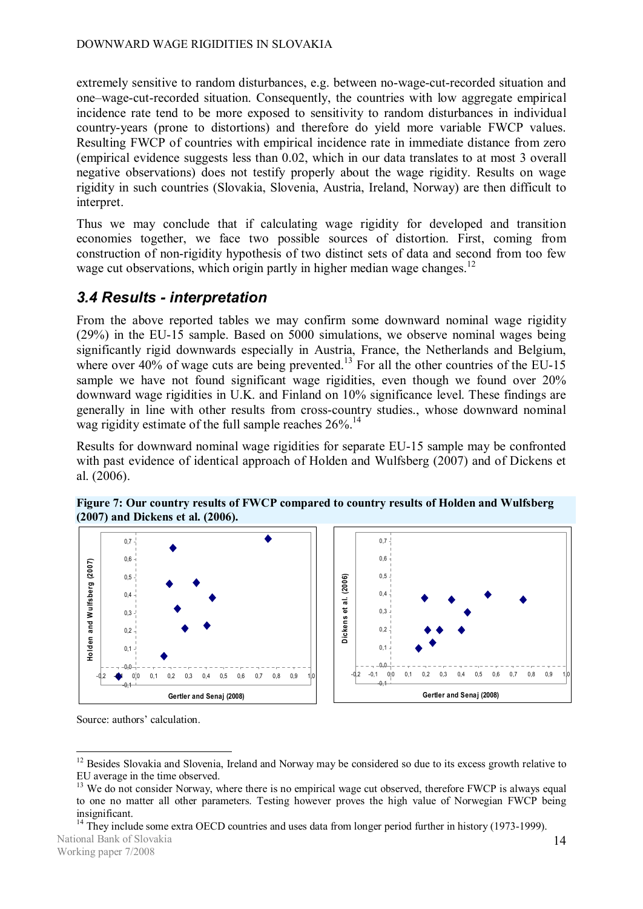extremely sensitive to random disturbances, e.g. between no-wage-cut-recorded situation and one–wage-cut-recorded situation. Consequently, the countries with low aggregate empirical incidence rate tend to be more exposed to sensitivity to random disturbances in individual country-years (prone to distortions) and therefore do yield more variable FWCP values. Resulting FWCP of countries with empirical incidence rate in immediate distance from zero (empirical evidence suggests less than 0.02, which in our data translates to at most 3 overall negative observations) does not testify properly about the wage rigidity. Results on wage rigidity in such countries (Slovakia, Slovenia, Austria, Ireland, Norway) are then difficult to interpret.

Thus we may conclude that if calculating wage rigidity for developed and transition economies together, we face two possible sources of distortion. First, coming from construction of non-rigidity hypothesis of two distinct sets of data and second from too few wage cut observations, which origin partly in higher median wage changes.[12]

## 3.4 Results - interpretation

From the above reported tables we may confirm some downward nominal wage rigidity (29%) in the EU-15 sample. Based on 5000 simulations, we observe nominal wages being significantly rigid downwards especially in Austria, France, the Netherlands and Belgium, where over 40% of wage cuts are being prevented.[13] For all the other countries of the EU-15 sample we have not found significant wage rigidities, even though we found over 20% downward wage rigidities in U.K. and Finland on 10% significance level. These findings are generally in line with other results from cross-country studies., whose downward nominal wag rigidity estimate of the full sample reaches 26%.[14]

Results for downward nominal wage rigidities for separate EU-15 sample may be confronted with past evidence of identical approach of Holden and Wulfsberg (2007) and of Dickens et al. (2006).

**Figure 7: Our country results of FWCP compared to country results of Holden and Wulfsberg (2007) and Dickens et al. (2006).**

Source: authors' calculation.

[12] Besides Slovakia and Slovenia, Ireland and Norway may be considered so due to its excess growth relative to EU average in the time observed.

[13] We do not consider Norway, where there is no empirical wage cut observed, therefore FWCP is always equal to one no matter all other parameters. Testing however proves the high value of Norwegian FWCP being insignificant.

[14] They include some extra OECD countries and uses data from longer period further in history (1973-1999).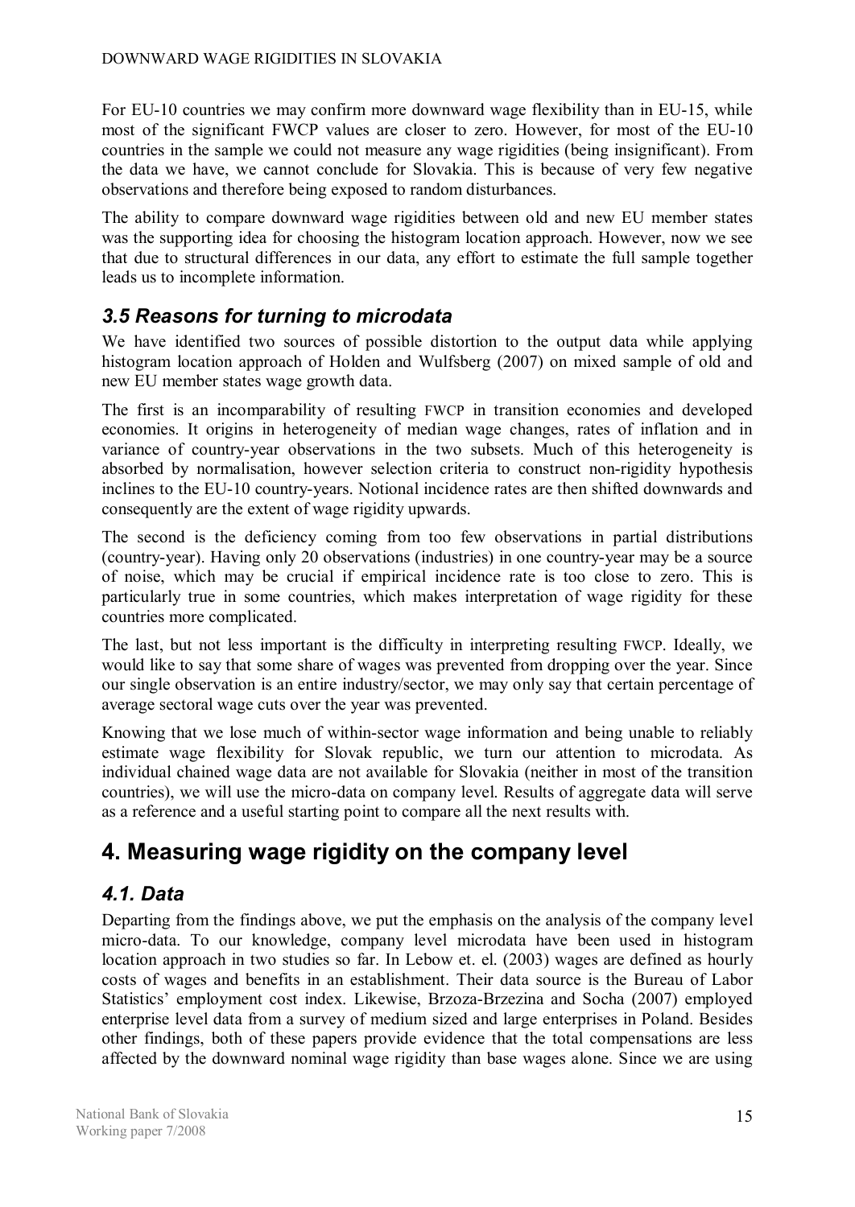For EU-10 countries we may confirm more downward wage flexibility than in EU-15, while most of the significant FWCP values are closer to zero. However, for most of the EU-10 countries in the sample we could not measure any wage rigidities (being insignificant). From the data we have, we cannot conclude for Slovakia. This is because of very few negative observations and therefore being exposed to random disturbances.

The ability to compare downward wage rigidities between old and new EU member states was the supporting idea for choosing the histogram location approach. However, now we see that due to structural differences in our data, any effort to estimate the full sample together leads us to incomplete information.

### *3.5 Reasons for turning to microdata*

We have identified two sources of possible distortion to the output data while applying histogram location approach of Holden and Wulfsberg (2007) on mixed sample of old and new EU member states wage growth data.

The first is an incomparability of resulting FWCP in transition economies and developed economies. It origins in heterogeneity of median wage changes, rates of inflation and in variance of country-year observations in the two subsets. Much of this heterogeneity is absorbed by normalisation, however selection criteria to construct non-rigidity hypothesis inclines to the EU-10 country-years. Notional incidence rates are then shifted downwards and consequently are the extent of wage rigidity upwards.

The second is the deficiency coming from too few observations in partial distributions (country-year). Having only 20 observations (industries) in one country-year may be a source of noise, which may be crucial if empirical incidence rate is too close to zero. This is particularly true in some countries, which makes interpretation of wage rigidity for these countries more complicated.

The last, but not less important is the difficulty in interpreting resulting FWCP. Ideally, we would like to say that some share of wages was prevented from dropping over the year. Since our single observation is an entire industry/sector, we may only say that certain percentage of average sectoral wage cuts over the year was prevented.

Knowing that we lose much of within-sector wage information and being unable to reliably estimate wage flexibility for Slovak republic, we turn our attention to microdata. As individual chained wage data are not available for Slovakia (neither in most of the transition countries), we will use the micro-data on company level. Results of aggregate data will serve as a reference and a useful starting point to compare all the next results with.

## 4. Measuring wage rigidity on the company level

### *4.1. Data*

Departing from the findings above, we put the emphasis on the analysis of the company level micro-data. To our knowledge, company level microdata have been used in histogram location approach in two studies so far. In Lebow et. el. (2003) wages are defined as hourly costs of wages and benefits in an establishment. Their data source is the Bureau of Labor Statistics' employment cost index. Likewise, Brzoza-Brzezina and Socha (2007) employed enterprise level data from a survey of medium sized and large enterprises in Poland. Besides other findings, both of these papers provide evidence that the total compensations are less affected by the downward nominal wage rigidity than base wages alone. Since we are using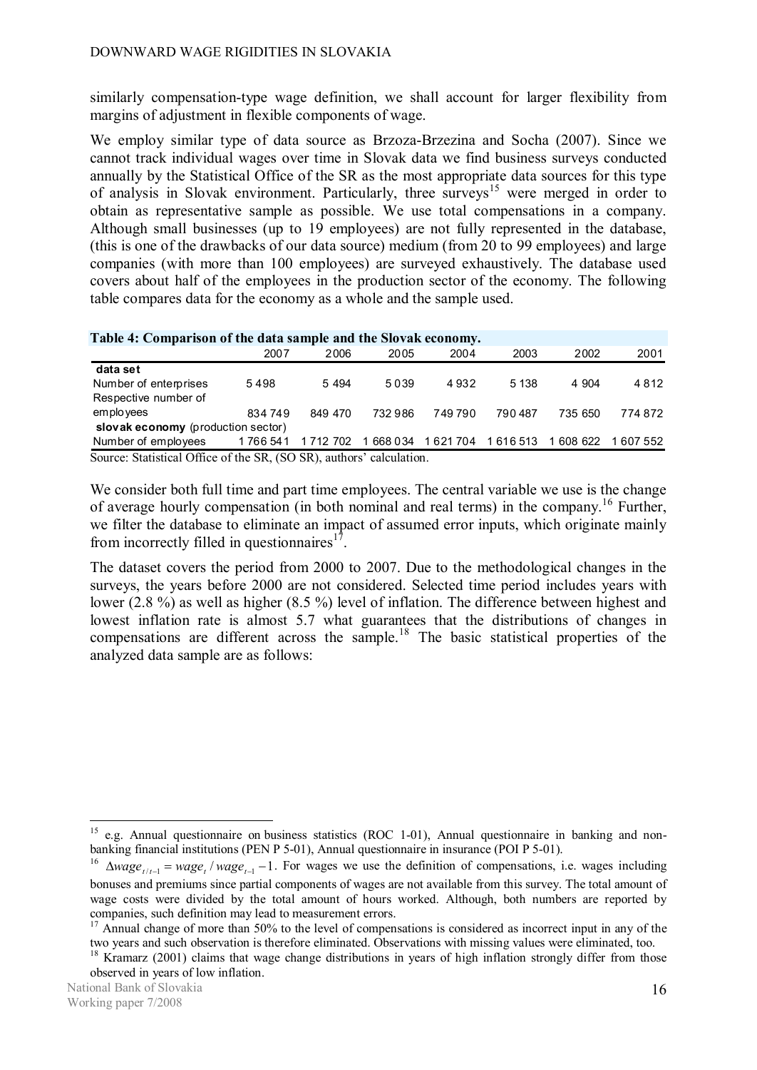similarly compensation-type wage definition, we shall account for larger flexibility from margins of adjustment in flexible components of wage.

We employ similar type of data source as Brzoza-Brzezina and Socha (2007). Since we cannot track individual wages over time in Slovak data we find business surveys conducted annually by the Statistical Office of the SR as the most appropriate data sources for this type of analysis in Slovak environment. Particularly, three surveys[15] were merged in order to obtain as representative sample as possible. We use total compensations in a company. Although small businesses (up to 19 employees) are not fully represented in the database, (this is one of the drawbacks of our data source) medium (from 20 to 99 employees) and large companies (with more than 100 employees) are surveyed exhaustively. The database used covers about half of the employees in the production sector of the economy. The following table compares data for the economy as a whole and the sample used.

**Table 4: Comparison of the data sample and the Slovak economy.**

| | 2007 | 2006 | 2005 | 2004 | 2003 | 2002 | 2001 |
|---|---|---|---|---|---|---|---|
| **data set** | | | | | | | |
| Number of enterprises | 5 498 | 5 494 | 5 039 | 4 932 | 5 138 | 4 904 | 4 812 |
| Respective number of employees | 834 749 | 849 470 | 732 986 | 749 790 | 790 487 | 735 650 | 774 872 |
| **slovak economy** (production sector) | | | | | | | |
| Number of employees | 1 766 541 | 1 712 702 | 1 668 034 | 1 621 704 | 1 616 513 | 1 608 622 | 1 607 552 |

Source: Statistical Office of the SR, (SO SR), authors' calculation.

We consider both full time and part time employees. The central variable we use is the change of average hourly compensation (in both nominal and real terms) in the company.[16] Further, we filter the database to eliminate an impact of assumed error inputs, which originate mainly from incorrectly filled in questionnaires[17].

The dataset covers the period from 2000 to 2007. Due to the methodological changes in the surveys, the years before 2000 are not considered. Selected time period includes years with lower (2.8 %) as well as higher (8.5 %) level of inflation. The difference between highest and lowest inflation rate is almost 5.7 what guarantees that the distributions of changes in compensations are different across the sample.[18] The basic statistical properties of the analyzed data sample are as follows:

---

[15] e.g. Annual questionnaire on business statistics (ROC 1-01), Annual questionnaire in banking and non-banking financial institutions (PEN P 5-01), Annual questionnaire in insurance (POI P 5-01).

[16] $\Delta wage_{t/t-1} = wage_t / wage_{t-1} - 1$. For wages we use the definition of compensations, i.e. wages including bonuses and premiums since partial components of wages are not available from this survey. The total amount of wage costs were divided by the total amount of hours worked. Although, both numbers are reported by companies, such definition may lead to measurement errors.

[17] Annual change of more than 50% to the level of compensations is considered as incorrect input in any of the two years and such observation is therefore eliminated. Observations with missing values were eliminated, too.

[18] Kramarz (2001) claims that wage change distributions in years of high inflation strongly differ from those observed in years of low inflation.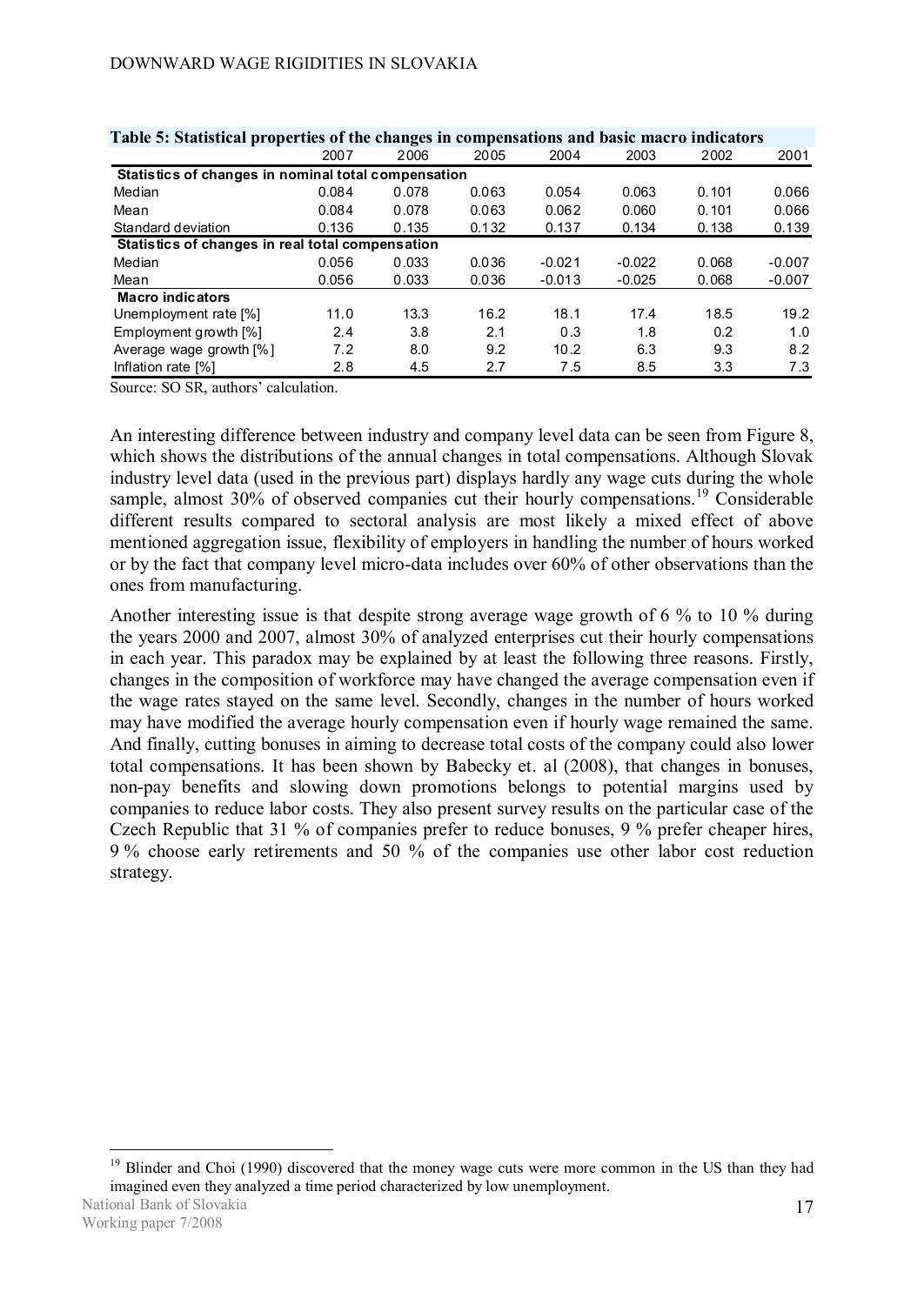**Table 5: Statistical properties of the changes in compensations and basic macro indicators**

| | 2007 | 2006 | 2005 | 2004 | 2003 | 2002 | 2001 |
|---|---|---|---|---|---|---|---|
| **Statistics of changes in nominal total compensation** | | | | | | | |
| Median | 0.084 | 0.078 | 0.063 | 0.054 | 0.063 | 0.101 | 0.066 |
| Mean | 0.084 | 0.078 | 0.063 | 0.062 | 0.060 | 0.101 | 0.066 |
| Standard deviation | 0.136 | 0.135 | 0.132 | 0.137 | 0.134 | 0.138 | 0.139 |
| **Statistics of changes in real total compensation** | | | | | | | |
| Median | 0.056 | 0.033 | 0.036 | -0.021 | -0.022 | 0.068 | -0.007 |
| Mean | 0.056 | 0.033 | 0.036 | -0.013 | -0.025 | 0.068 | -0.007 |
| **Macro indicators** | | | | | | | |
| Unemployment rate [%] | 11.0 | 13.3 | 16.2 | 18.1 | 17.4 | 18.5 | 19.2 |
| Employment growth [%] | 2.4 | 3.8 | 2.1 | 0.3 | 1.8 | 0.2 | 1.0 |
| Average wage growth [%] | 7.2 | 8.0 | 9.2 | 10.2 | 6.3 | 9.3 | 8.2 |
| Inflation rate [%] | 2.8 | 4.5 | 2.7 | 7.5 | 8.5 | 3.3 | 7.3 |

Source: SO SR, authors' calculation.

An interesting difference between industry and company level data can be seen from Figure 8, which shows the distributions of the annual changes in total compensations. Although Slovak industry level data (used in the previous part) displays hardly any wage cuts during the whole sample, almost 30% of observed companies cut their hourly compensations.[19] Considerable different results compared to sectoral analysis are most likely a mixed effect of above mentioned aggregation issue, flexibility of employers in handling the number of hours worked or by the fact that company level micro-data includes over 60% of other observations than the ones from manufacturing.

Another interesting issue is that despite strong average wage growth of 6 % to 10 % during the years 2000 and 2007, almost 30% of analyzed enterprises cut their hourly compensations in each year. This paradox may be explained by at least the following three reasons. Firstly, changes in the composition of workforce may have changed the average compensation even if the wage rates stayed on the same level. Secondly, changes in the number of hours worked may have modified the average hourly compensation even if hourly wage remained the same. And finally, cutting bonuses in aiming to decrease total costs of the company could also lower total compensations. It has been shown by Babecky et. al (2008), that changes in bonuses, non-pay benefits and slowing down promotions belongs to potential margins used by companies to reduce labor costs. They also present survey results on the particular case of the Czech Republic that 31 % of companies prefer to reduce bonuses, 9 % prefer cheaper hires, 9 % choose early retirements and 50 % of the companies use other labor cost reduction strategy.

[19] Blinder and Choi (1990) discovered that the money wage cuts were more common in the US than they had imagined even they analyzed a time period characterized by low unemployment.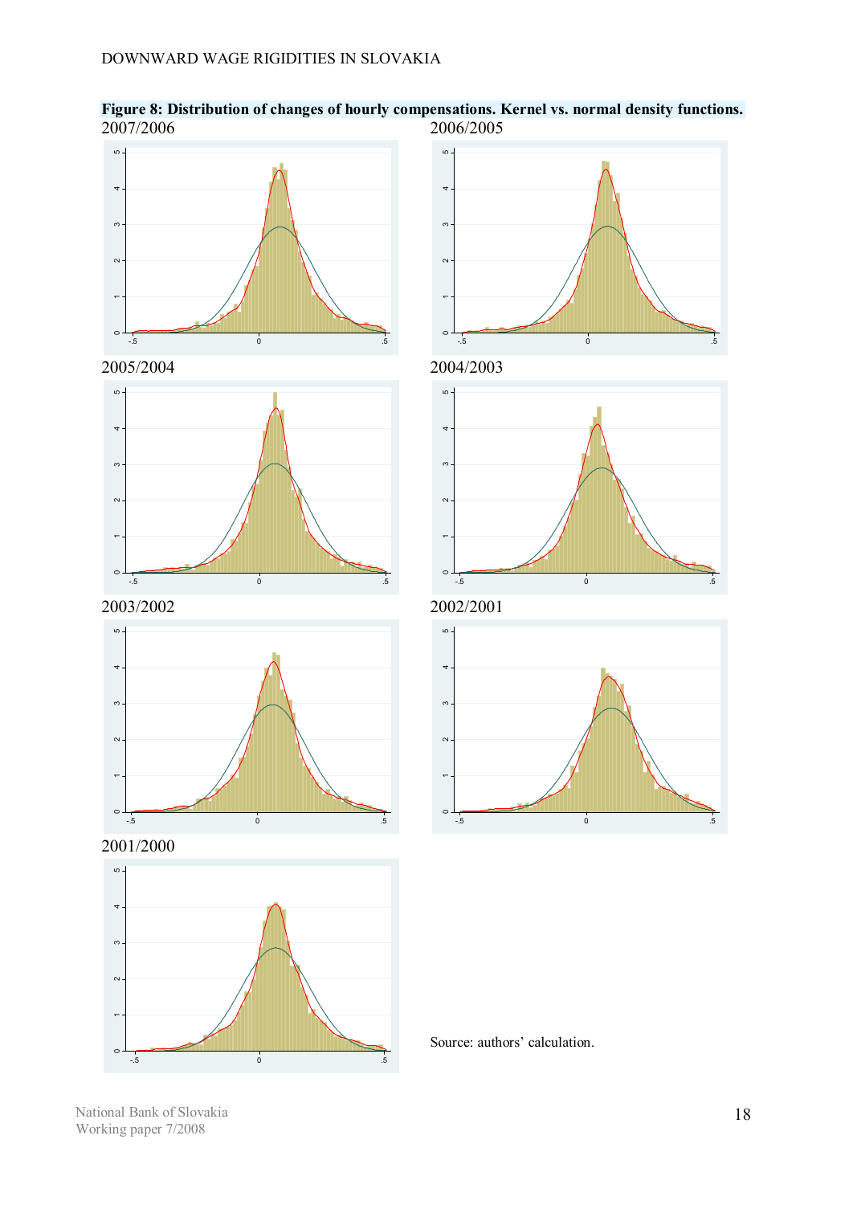**Figure 8: Distribution of changes of hourly compensations. Kernel vs. normal density functions.**

2007/2006

2006/2005

2005/2004

2004/2003

2003/2002

2002/2001

2001/2000

Source: authors' calculation.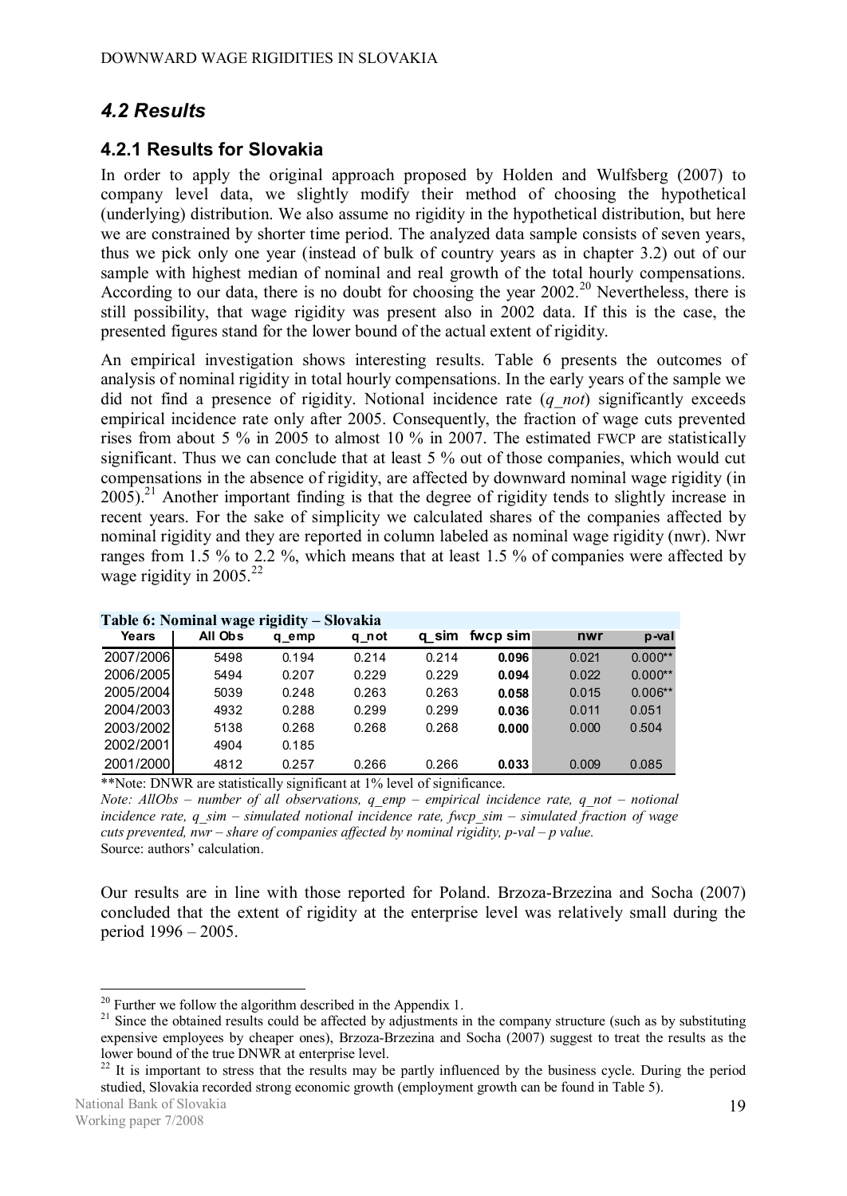## 4.2 Results

### 4.2.1 Results for Slovakia

In order to apply the original approach proposed by Holden and Wulfsberg (2007) to company level data, we slightly modify their method of choosing the hypothetical (underlying) distribution. We also assume no rigidity in the hypothetical distribution, but here we are constrained by shorter time period. The analyzed data sample consists of seven years, thus we pick only one year (instead of bulk of country years as in chapter 3.2) out of our sample with highest median of nominal and real growth of the total hourly compensations. According to our data, there is no doubt for choosing the year 2002.[20] Nevertheless, there is still possibility, that wage rigidity was present also in 2002 data. If this is the case, the presented figures stand for the lower bound of the actual extent of rigidity.

An empirical investigation shows interesting results. Table 6 presents the outcomes of analysis of nominal rigidity in total hourly compensations. In the early years of the sample we did not find a presence of rigidity. Notional incidence rate (*q_not*) significantly exceeds empirical incidence rate only after 2005. Consequently, the fraction of wage cuts prevented rises from about 5 % in 2005 to almost 10 % in 2007. The estimated FWCP are statistically significant. Thus we can conclude that at least 5 % out of those companies, which would cut compensations in the absence of rigidity, are affected by downward nominal wage rigidity (in 2005).[21] Another important finding is that the degree of rigidity tends to slightly increase in recent years. For the sake of simplicity we calculated shares of the companies affected by nominal rigidity and they are reported in column labeled as nominal wage rigidity (nwr). Nwr ranges from 1.5 % to 2.2 %, which means that at least 1.5 % of companies were affected by wage rigidity in 2005.[22]

**Table 6: Nominal wage rigidity – Slovakia**

| Years | All Obs | q_emp | q_not | q_sim | fwcp sim | nwr | p-val |
|---|---|---|---|---|---|---|---|
| 2007/2006 | 5498 | 0.194 | 0.214 | 0.214 | **0.096** | 0.021 | 0.000** |
| 2006/2005 | 5494 | 0.207 | 0.229 | 0.229 | **0.094** | 0.022 | 0.000** |
| 2005/2004 | 5039 | 0.248 | 0.263 | 0.263 | **0.058** | 0.015 | 0.006** |
| 2004/2003 | 4932 | 0.288 | 0.299 | 0.299 | **0.036** | 0.011 | 0.051 |
| 2003/2002 | 5138 | 0.268 | 0.268 | 0.268 | **0.000** | 0.000 | 0.504 |
| 2002/2001 | 4904 | 0.185 | | | | | |
| 2001/2000 | 4812 | 0.257 | 0.266 | 0.266 | **0.033** | 0.009 | 0.085 |

**Note: DNWR are statistically significant at 1% level of significance.

*Note: AllObs – number of all observations, q_emp – empirical incidence rate, q_not – notional incidence rate, q_sim – simulated notional incidence rate, fwcp_sim – simulated fraction of wage cuts prevented, nwr – share of companies affected by nominal rigidity, p-val – p value.*

Source: authors' calculation.

Our results are in line with those reported for Poland. Brzoza-Brzezina and Socha (2007) concluded that the extent of rigidity at the enterprise level was relatively small during the period 1996 – 2005.

---

[20] Further we follow the algorithm described in the Appendix 1.

[21] Since the obtained results could be affected by adjustments in the company structure (such as by substituting expensive employees by cheaper ones), Brzoza-Brzezina and Socha (2007) suggest to treat the results as the lower bound of the true DNWR at enterprise level.

[22] It is important to stress that the results may be partly influenced by the business cycle. During the period studied, Slovakia recorded strong economic growth (employment growth can be found in Table 5).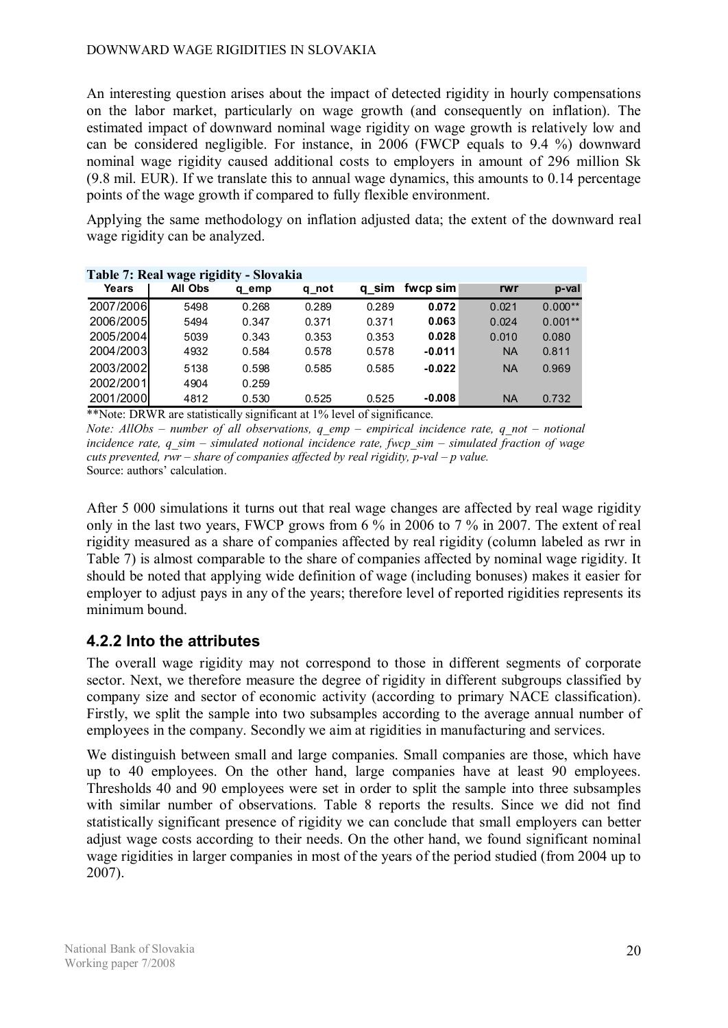An interesting question arises about the impact of detected rigidity in hourly compensations on the labor market, particularly on wage growth (and consequently on inflation). The estimated impact of downward nominal wage rigidity on wage growth is relatively low and can be considered negligible. For instance, in 2006 (FWCP equals to 9.4 %) downward nominal wage rigidity caused additional costs to employers in amount of 296 million Sk (9.8 mil. EUR). If we translate this to annual wage dynamics, this amounts to 0.14 percentage points of the wage growth if compared to fully flexible environment.

Applying the same methodology on inflation adjusted data; the extent of the downward real wage rigidity can be analyzed.

**Table 7: Real wage rigidity - Slovakia**

| Years | All Obs | q_emp | q_not | q_sim | fwcp sim | rwr | p-val |
|---|---|---|---|---|---|---|---|
| 2007/2006 | 5498 | 0.268 | 0.289 | 0.289 | **0.072** | 0.021 | 0.000** |
| 2006/2005 | 5494 | 0.347 | 0.371 | 0.371 | **0.063** | 0.024 | 0.001** |
| 2005/2004 | 5039 | 0.343 | 0.353 | 0.353 | **0.028** | 0.010 | 0.080 |
| 2004/2003 | 4932 | 0.584 | 0.578 | 0.578 | **-0.011** | NA | 0.811 |
| 2003/2002 | 5138 | 0.598 | 0.585 | 0.585 | **-0.022** | NA | 0.969 |
| 2002/2001 | 4904 | 0.259 | | | | | |
| 2001/2000 | 4812 | 0.530 | 0.525 | 0.525 | **-0.008** | NA | 0.732 |

**Note: DRWR are statistically significant at 1% level of significance.

*Note: AllObs – number of all observations, q_emp – empirical incidence rate, q_not – notional incidence rate, q_sim – simulated notional incidence rate, fwcp_sim – simulated fraction of wage cuts prevented, rwr – share of companies affected by real rigidity, p-val – p value.*

Source: authors' calculation.

After 5 000 simulations it turns out that real wage changes are affected by real wage rigidity only in the last two years, FWCP grows from 6 % in 2006 to 7 % in 2007. The extent of real rigidity measured as a share of companies affected by real rigidity (column labeled as rwr in Table 7) is almost comparable to the share of companies affected by nominal wage rigidity. It should be noted that applying wide definition of wage (including bonuses) makes it easier for employer to adjust pays in any of the years; therefore level of reported rigidities represents its minimum bound.

### 4.2.2 Into the attributes

The overall wage rigidity may not correspond to those in different segments of corporate sector. Next, we therefore measure the degree of rigidity in different subgroups classified by company size and sector of economic activity (according to primary NACE classification). Firstly, we split the sample into two subsamples according to the average annual number of employees in the company. Secondly we aim at rigidities in manufacturing and services.

We distinguish between small and large companies. Small companies are those, which have up to 40 employees. On the other hand, large companies have at least 90 employees. Thresholds 40 and 90 employees were set in order to split the sample into three subsamples with similar number of observations. Table 8 reports the results. Since we did not find statistically significant presence of rigidity we can conclude that small employers can better adjust wage costs according to their needs. On the other hand, we found significant nominal wage rigidities in larger companies in most of the years of the period studied (from 2004 up to 2007).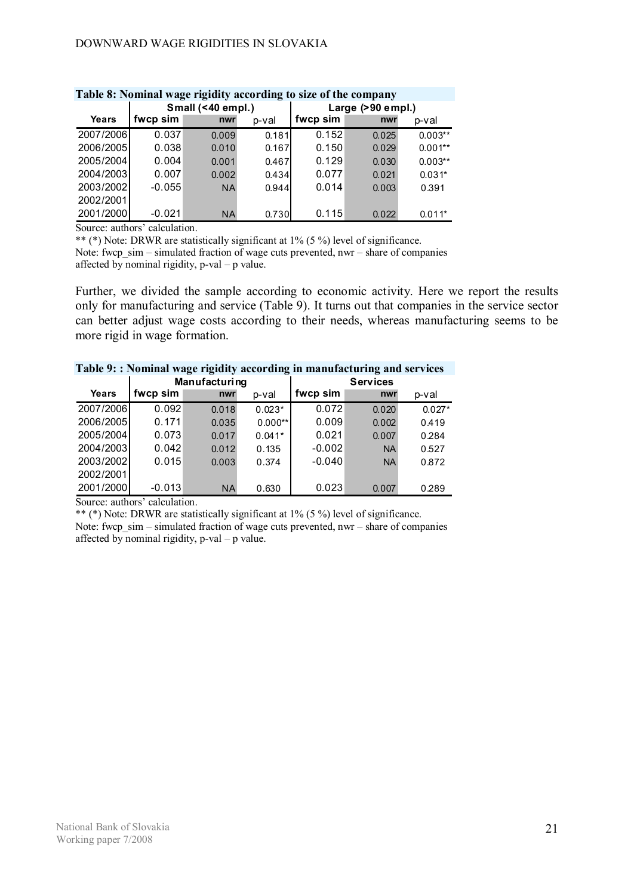**Table 8: Nominal wage rigidity according to size of the company**

| | Small (<40 empl.) | | | Large (>90 empl.) | | |
|---|---|---|---|---|---|---|
| Years | fwcp sim | nwr | p-val | fwcp sim | nwr | p-val |
| 2007/2006 | 0.037 | 0.009 | 0.181 | 0.152 | 0.025 | 0.003** |
| 2006/2005 | 0.038 | 0.010 | 0.167 | 0.150 | 0.029 | 0.001** |
| 2005/2004 | 0.004 | 0.001 | 0.467 | 0.129 | 0.030 | 0.003** |
| 2004/2003 | 0.007 | 0.002 | 0.434 | 0.077 | 0.021 | 0.031* |
| 2003/2002 | -0.055 | NA | 0.944 | 0.014 | 0.003 | 0.391 |
| 2002/2001 | | | | | | |
| 2001/2000 | -0.021 | NA | 0.730 | 0.115 | 0.022 | 0.011* |

Source: authors' calculation.

** (*) Note: DRWR are statistically significant at 1% (5 %) level of significance.

Note: fwcp_sim – simulated fraction of wage cuts prevented, nwr – share of companies affected by nominal rigidity, p-val – p value.

Further, we divided the sample according to economic activity. Here we report the results only for manufacturing and service (Table 9). It turns out that companies in the service sector can better adjust wage costs according to their needs, whereas manufacturing seems to be more rigid in wage formation.

**Table 9: : Nominal wage rigidity according in manufacturing and services**

| | Manufacturing | | | Services | | |
|---|---|---|---|---|---|---|
| Years | fwcp sim | nwr | p-val | fwcp sim | nwr | p-val |
| 2007/2006 | 0.092 | 0.018 | 0.023* | 0.072 | 0.020 | 0.027* |
| 2006/2005 | 0.171 | 0.035 | 0.000** | 0.009 | 0.002 | 0.419 |
| 2005/2004 | 0.073 | 0.017 | 0.041* | 0.021 | 0.007 | 0.284 |
| 2004/2003 | 0.042 | 0.012 | 0.135 | -0.002 | NA | 0.527 |
| 2003/2002 | 0.015 | 0.003 | 0.374 | -0.040 | NA | 0.872 |
| 2002/2001 | | | | | | |
| 2001/2000 | -0.013 | NA | 0.630 | 0.023 | 0.007 | 0.289 |

Source: authors' calculation.

** (*) Note: DRWR are statistically significant at 1% (5 %) level of significance.

Note: fwcp_sim – simulated fraction of wage cuts prevented, nwr – share of companies affected by nominal rigidity, p-val – p value.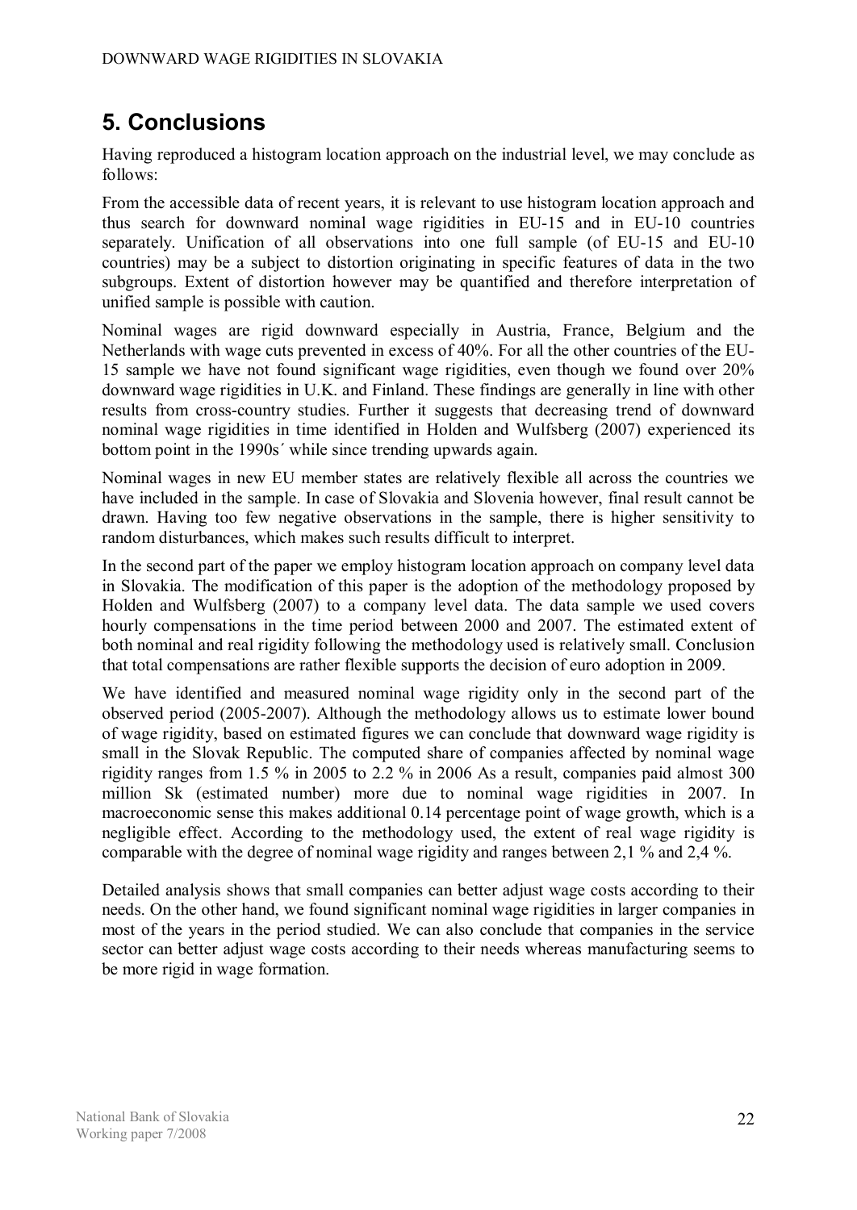# 5. Conclusions

Having reproduced a histogram location approach on the industrial level, we may conclude as follows:

From the accessible data of recent years, it is relevant to use histogram location approach and thus search for downward nominal wage rigidities in EU-15 and in EU-10 countries separately. Unification of all observations into one full sample (of EU-15 and EU-10 countries) may be a subject to distortion originating in specific features of data in the two subgroups. Extent of distortion however may be quantified and therefore interpretation of unified sample is possible with caution.

Nominal wages are rigid downward especially in Austria, France, Belgium and the Netherlands with wage cuts prevented in excess of 40%. For all the other countries of the EU-15 sample we have not found significant wage rigidities, even though we found over 20% downward wage rigidities in U.K. and Finland. These findings are generally in line with other results from cross-country studies. Further it suggests that decreasing trend of downward nominal wage rigidities in time identified in Holden and Wulfsberg (2007) experienced its bottom point in the 1990s´ while since trending upwards again.

Nominal wages in new EU member states are relatively flexible all across the countries we have included in the sample. In case of Slovakia and Slovenia however, final result cannot be drawn. Having too few negative observations in the sample, there is higher sensitivity to random disturbances, which makes such results difficult to interpret.

In the second part of the paper we employ histogram location approach on company level data in Slovakia. The modification of this paper is the adoption of the methodology proposed by Holden and Wulfsberg (2007) to a company level data. The data sample we used covers hourly compensations in the time period between 2000 and 2007. The estimated extent of both nominal and real rigidity following the methodology used is relatively small. Conclusion that total compensations are rather flexible supports the decision of euro adoption in 2009.

We have identified and measured nominal wage rigidity only in the second part of the observed period (2005-2007). Although the methodology allows us to estimate lower bound of wage rigidity, based on estimated figures we can conclude that downward wage rigidity is small in the Slovak Republic. The computed share of companies affected by nominal wage rigidity ranges from 1.5 % in 2005 to 2.2 % in 2006 As a result, companies paid almost 300 million Sk (estimated number) more due to nominal wage rigidities in 2007. In macroeconomic sense this makes additional 0.14 percentage point of wage growth, which is a negligible effect. According to the methodology used, the extent of real wage rigidity is comparable with the degree of nominal wage rigidity and ranges between 2,1 % and 2,4 %.

Detailed analysis shows that small companies can better adjust wage costs according to their needs. On the other hand, we found significant nominal wage rigidities in larger companies in most of the years in the period studied. We can also conclude that companies in the service sector can better adjust wage costs according to their needs whereas manufacturing seems to be more rigid in wage formation.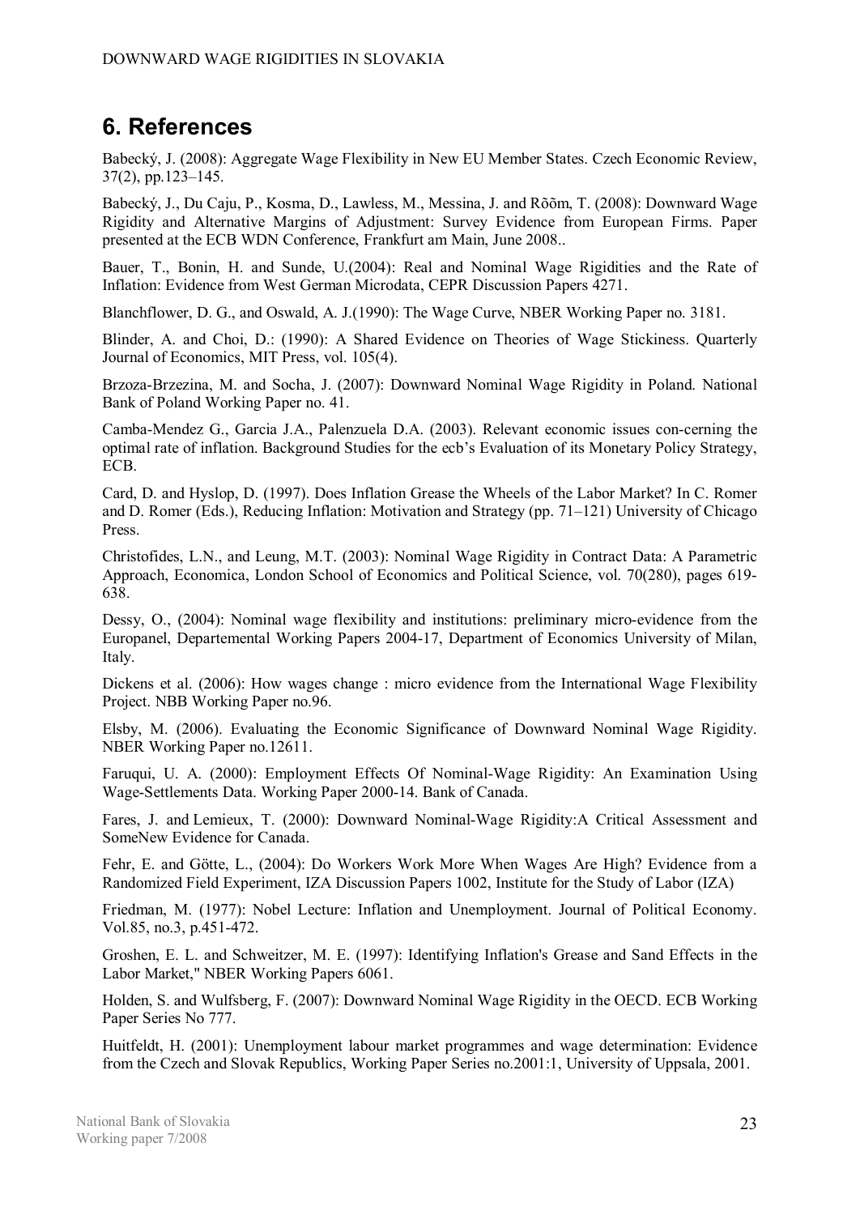## 6. References

Babecký, J. (2008): Aggregate Wage Flexibility in New EU Member States. Czech Economic Review, 37(2), pp.123–145.

Babecký, J., Du Caju, P., Kosma, D., Lawless, M., Messina, J. and Rõõm, T. (2008): Downward Wage Rigidity and Alternative Margins of Adjustment: Survey Evidence from European Firms. Paper presented at the ECB WDN Conference, Frankfurt am Main, June 2008..

Bauer, T., Bonin, H. and Sunde, U.(2004): Real and Nominal Wage Rigidities and the Rate of Inflation: Evidence from West German Microdata, CEPR Discussion Papers 4271.

Blanchflower, D. G., and Oswald, A. J.(1990): The Wage Curve, NBER Working Paper no. 3181.

Blinder, A. and Choi, D.: (1990): A Shared Evidence on Theories of Wage Stickiness. Quarterly Journal of Economics, MIT Press, vol. 105(4).

Brzoza-Brzezina, M. and Socha, J. (2007): Downward Nominal Wage Rigidity in Poland. National Bank of Poland Working Paper no. 41.

Camba-Mendez G., Garcia J.A., Palenzuela D.A. (2003). Relevant economic issues con-cerning the optimal rate of inflation. Background Studies for the ecb's Evaluation of its Monetary Policy Strategy, ECB.

Card, D. and Hyslop, D. (1997). Does Inflation Grease the Wheels of the Labor Market? In C. Romer and D. Romer (Eds.), Reducing Inflation: Motivation and Strategy (pp. 71–121) University of Chicago Press.

Christofides, L.N., and Leung, M.T. (2003): Nominal Wage Rigidity in Contract Data: A Parametric Approach, Economica, London School of Economics and Political Science, vol. 70(280), pages 619-638.

Dessy, O., (2004): Nominal wage flexibility and institutions: preliminary micro-evidence from the Europanel, Departemental Working Papers 2004-17, Department of Economics University of Milan, Italy.

Dickens et al. (2006): How wages change : micro evidence from the International Wage Flexibility Project. NBB Working Paper no.96.

Elsby, M. (2006). Evaluating the Economic Significance of Downward Nominal Wage Rigidity. NBER Working Paper no.12611.

Faruqui, U. A. (2000): Employment Effects Of Nominal-Wage Rigidity: An Examination Using Wage-Settlements Data. Working Paper 2000-14. Bank of Canada.

Fares, J. and Lemieux, T. (2000): Downward Nominal-Wage Rigidity:A Critical Assessment and SomeNew Evidence for Canada.

Fehr, E. and Götte, L., (2004): Do Workers Work More When Wages Are High? Evidence from a Randomized Field Experiment, IZA Discussion Papers 1002, Institute for the Study of Labor (IZA)

Friedman, M. (1977): Nobel Lecture: Inflation and Unemployment. Journal of Political Economy. Vol.85, no.3, p.451-472.

Groshen, E. L. and Schweitzer, M. E. (1997): Identifying Inflation's Grease and Sand Effects in the Labor Market," NBER Working Papers 6061.

Holden, S. and Wulfsberg, F. (2007): Downward Nominal Wage Rigidity in the OECD. ECB Working Paper Series No 777.

Huitfeldt, H. (2001): Unemployment labour market programmes and wage determination: Evidence from the Czech and Slovak Republics, Working Paper Series no.2001:1, University of Uppsala, 2001.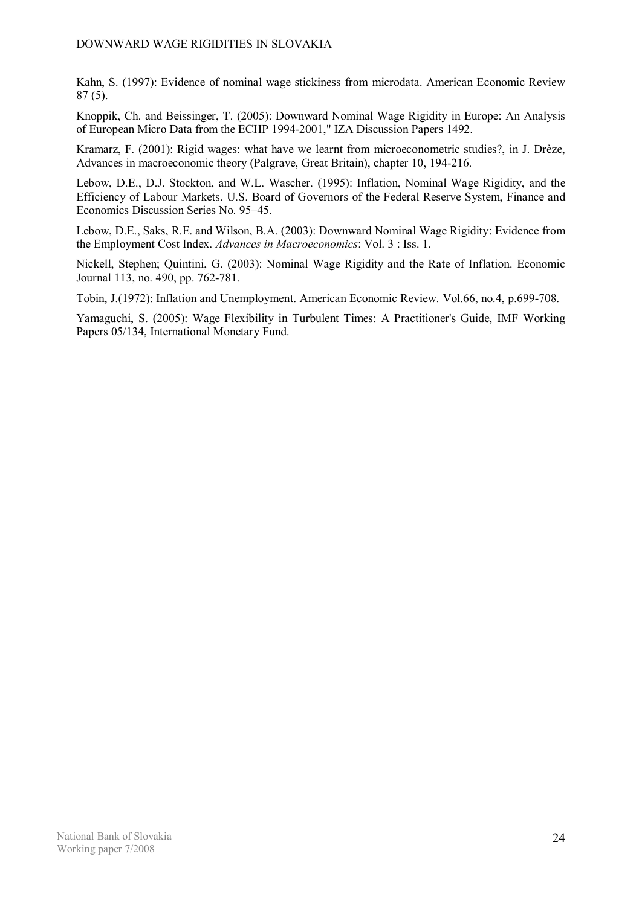Kahn, S. (1997): Evidence of nominal wage stickiness from microdata. American Economic Review 87 (5).

Knoppik, Ch. and Beissinger, T. (2005): Downward Nominal Wage Rigidity in Europe: An Analysis of European Micro Data from the ECHP 1994-2001," IZA Discussion Papers 1492.

Kramarz, F. (2001): Rigid wages: what have we learnt from microeconometric studies?, in J. Drèze, Advances in macroeconomic theory (Palgrave, Great Britain), chapter 10, 194-216.

Lebow, D.E., D.J. Stockton, and W.L. Wascher. (1995): Inflation, Nominal Wage Rigidity, and the Efficiency of Labour Markets. U.S. Board of Governors of the Federal Reserve System, Finance and Economics Discussion Series No. 95–45.

Lebow, D.E., Saks, R.E. and Wilson, B.A. (2003): Downward Nominal Wage Rigidity: Evidence from the Employment Cost Index. *Advances in Macroeconomics*: Vol. 3 : Iss. 1.

Nickell, Stephen; Quintini, G. (2003): Nominal Wage Rigidity and the Rate of Inflation. Economic Journal 113, no. 490, pp. 762-781.

Tobin, J.(1972): Inflation and Unemployment. American Economic Review. Vol.66, no.4, p.699-708.

Yamaguchi, S. (2005): Wage Flexibility in Turbulent Times: A Practitioner's Guide, IMF Working Papers 05/134, International Monetary Fund.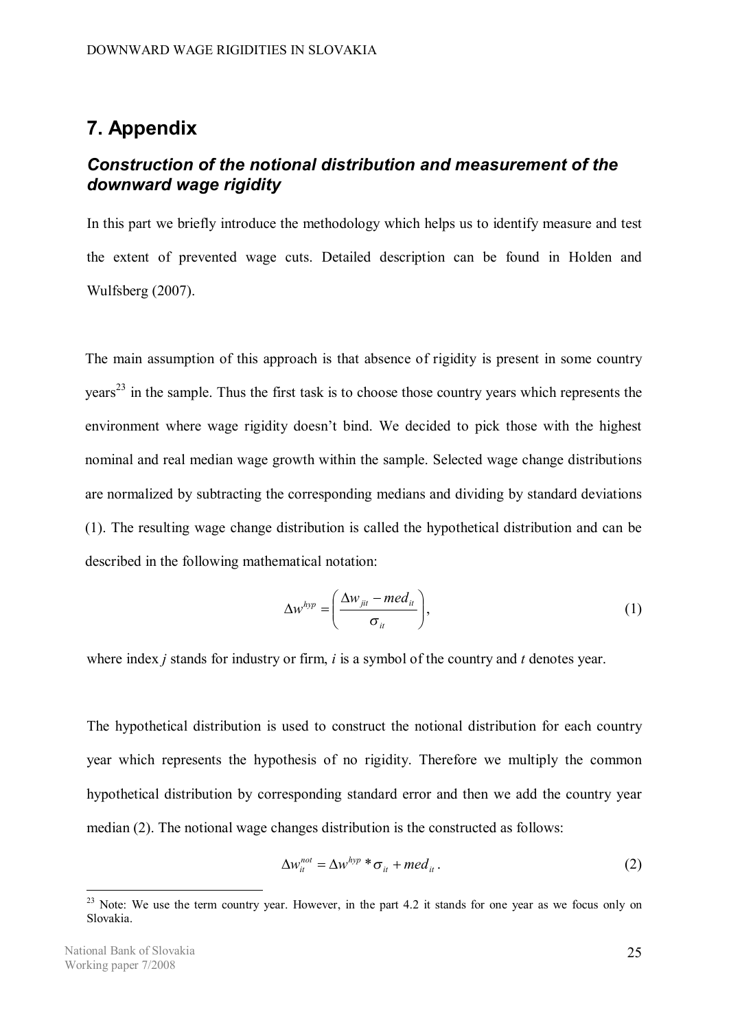## 7. Appendix

### *Construction of the notional distribution and measurement of the downward wage rigidity*

In this part we briefly introduce the methodology which helps us to identify measure and test the extent of prevented wage cuts. Detailed description can be found in Holden and Wulfsberg (2007).

The main assumption of this approach is that absence of rigidity is present in some country years[23] in the sample. Thus the first task is to choose those country years which represents the environment where wage rigidity doesn't bind. We decided to pick those with the highest nominal and real median wage growth within the sample. Selected wage change distributions are normalized by subtracting the corresponding medians and dividing by standard deviations (1). The resulting wage change distribution is called the hypothetical distribution and can be described in the following mathematical notation:

$$\Delta w^{hyp} = \left( \frac{\Delta w_{jit} - med_{it}}{\sigma_{it}} \right), \tag{1}$$

where index $j$ stands for industry or firm, $i$ is a symbol of the country and $t$ denotes year.

The hypothetical distribution is used to construct the notional distribution for each country year which represents the hypothesis of no rigidity. Therefore we multiply the common hypothetical distribution by corresponding standard error and then we add the country year median (2). The notional wage changes distribution is the constructed as follows:

$$\Delta w_{it}^{not} = \Delta w^{hyp} * \sigma_{it} + med_{it}. \tag{2}$$

---

[23] Note: We use the term country year. However, in the part 4.2 it stands for one year as we focus only on Slovakia.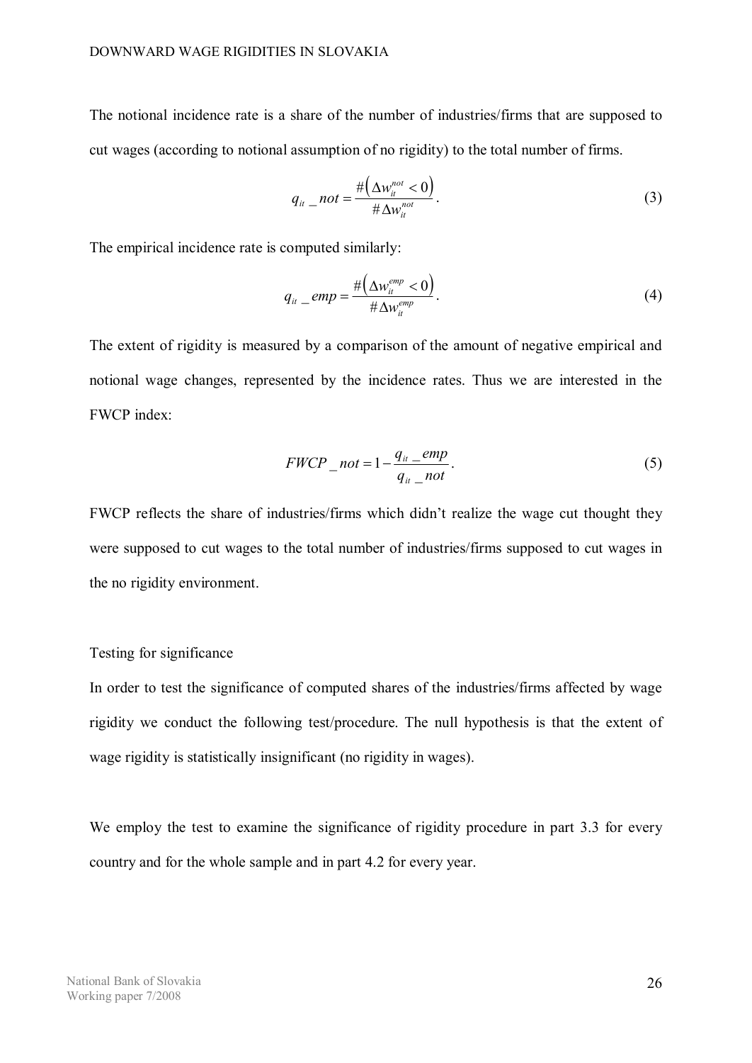The notional incidence rate is a share of the number of industries/firms that are supposed to cut wages (according to notional assumption of no rigidity) to the total number of firms.

$$q_{it}\_not = \frac{\#\left(\Delta w_{it}^{not} < 0\right)}{\#\Delta w_{it}^{not}}. \tag{3}$$

The empirical incidence rate is computed similarly:

$$q_{it}\_emp = \frac{\#\left(\Delta w_{it}^{emp} < 0\right)}{\#\Delta w_{it}^{emp}}. \tag{4}$$

The extent of rigidity is measured by a comparison of the amount of negative empirical and notional wage changes, represented by the incidence rates. Thus we are interested in the FWCP index:

$$FWCP\_not = 1 - \frac{q_{it}\_emp}{q_{it}\_not}. \tag{5}$$

FWCP reflects the share of industries/firms which didn't realize the wage cut thought they were supposed to cut wages to the total number of industries/firms supposed to cut wages in the no rigidity environment.

Testing for significance

In order to test the significance of computed shares of the industries/firms affected by wage rigidity we conduct the following test/procedure. The null hypothesis is that the extent of wage rigidity is statistically insignificant (no rigidity in wages).

We employ the test to examine the significance of rigidity procedure in part 3.3 for every country and for the whole sample and in part 4.2 for every year.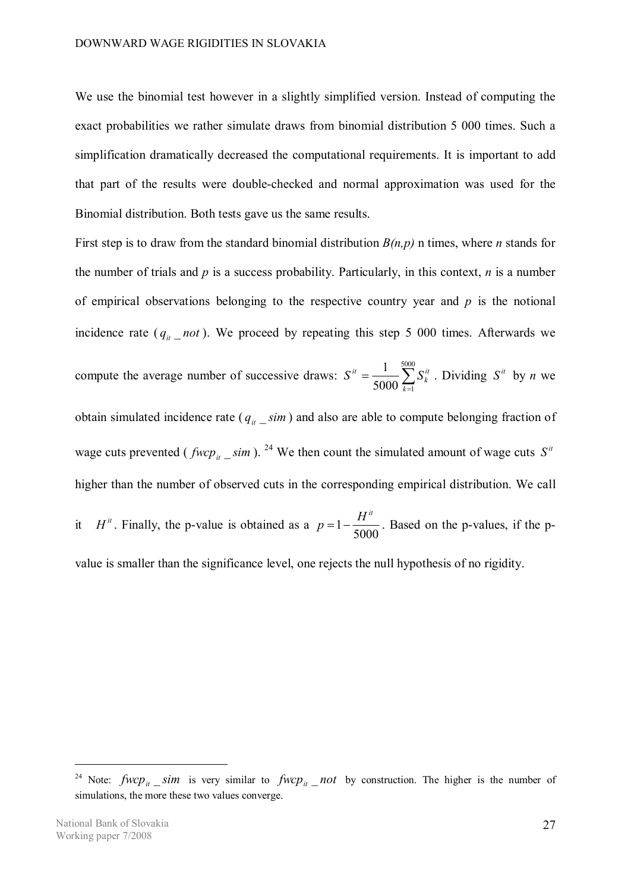We use the binomial test however in a slightly simplified version. Instead of computing the exact probabilities we rather simulate draws from binomial distribution 5 000 times. Such a simplification dramatically decreased the computational requirements. It is important to add that part of the results were double-checked and normal approximation was used for the Binomial distribution. Both tests gave us the same results.

First step is to draw from the standard binomial distribution *B(n,p)* n times, where *n* stands for the number of trials and *p* is a success probability. Particularly, in this context, *n* is a number of empirical observations belonging to the respective country year and *p* is the notional incidence rate ($q_{it}\_not$). We proceed by repeating this step 5 000 times. Afterwards we compute the average number of successive draws: $S^{it} = \frac{1}{5000}\sum_{k=1}^{5000} S_k^{it}$. Dividing $S^{it}$ by *n* we obtain simulated incidence rate ($q_{it}\_sim$) and also are able to compute belonging fraction of wage cuts prevented ($fwcp_{it}\_sim$).[24] We then count the simulated amount of wage cuts $S^{it}$ higher than the number of observed cuts in the corresponding empirical distribution. We call it $H^{it}$. Finally, the p-value is obtained as a $p = 1 - \frac{H^{it}}{5000}$. Based on the p-values, if the p-value is smaller than the significance level, one rejects the null hypothesis of no rigidity.

[24] Note: $fwcp_{it}\_sim$ is very similar to $fwcp_{it}\_not$ by construction. The higher is the number of simulations, the more these two values converge.